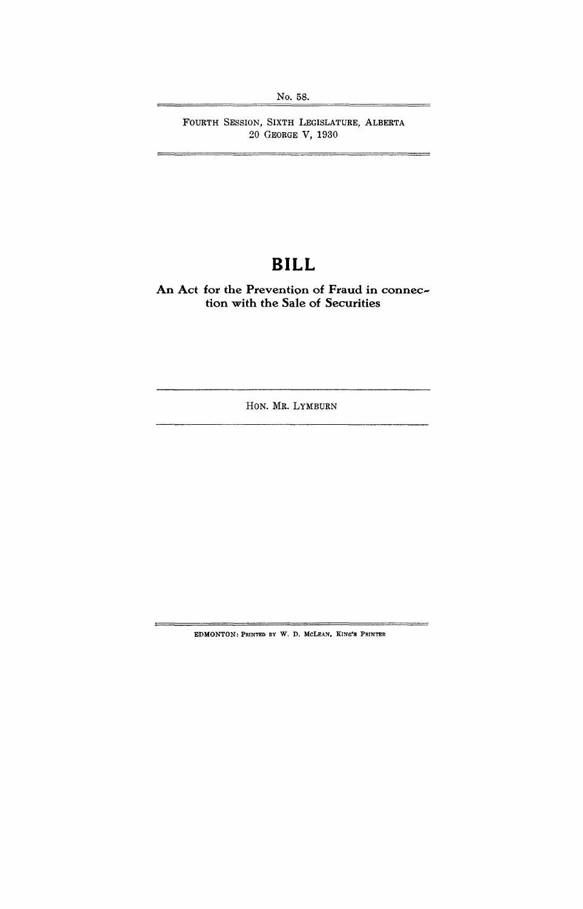No. 58.

FOURTH SESSION, SIXTH LEGISLATURE, ALBERTA
20 GEORGE V, 1930

# BILL

## An Act for the Prevention of Fraud in connection with the Sale of Securities

HON. MR. LYMBURN

EDMONTON: PRINTED BY W. D. MCLEAN, KING'S PRINTER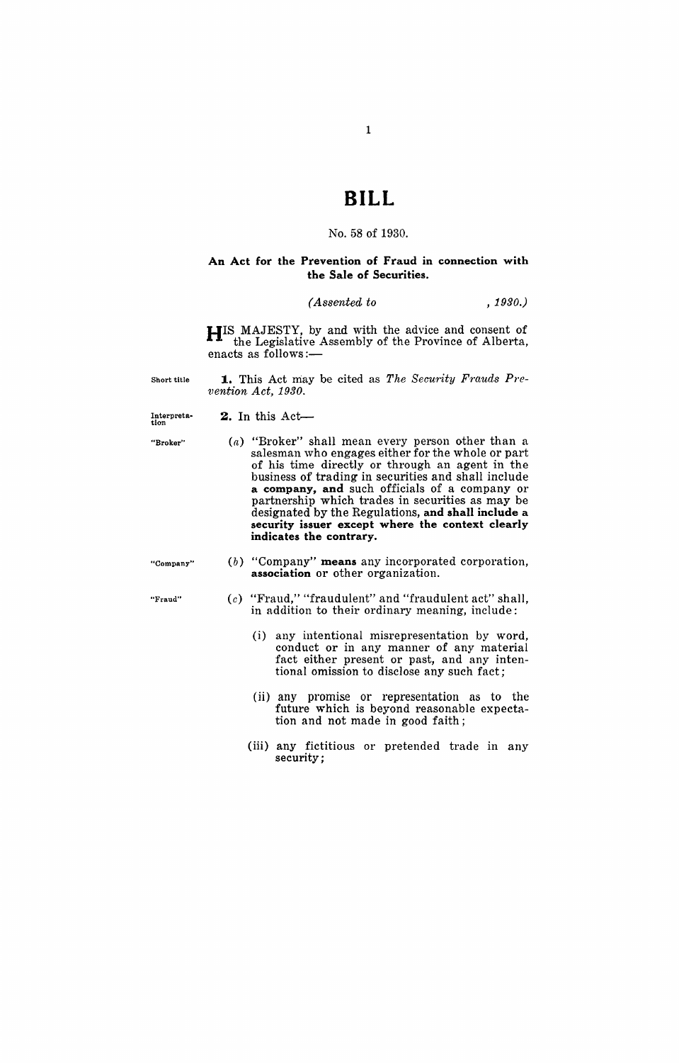# BILL

No. 58 of 1930.

**An Act for the Prevention of Fraud in connection with the Sale of Securities.**

*(Assented to , 1930.)*

HIS MAJESTY, by and with the advice and consent of the Legislative Assembly of the Province of Alberta, enacts as follows:—

Short title

**1.** This Act may be cited as *The Security Frauds Prevention Act, 1930.*

Interpretation

**2.** In this Act—

"Broker"

(*a*) "Broker" shall mean every person other than a salesman who engages either for the whole or part of his time directly or through an agent in the business of trading in securities and shall include **a company, and** such officials of a company or partnership which trades in securities as may be designated by the Regulations, **and shall include a security issuer except where the context clearly indicates the contrary.**

"Company"

(*b*) "Company" **means** any incorporated corporation, **association** or other organization.

"Fraud"

(*c*) "Fraud," "fraudulent" and "fraudulent act" shall, in addition to their ordinary meaning, include:

(i) any intentional misrepresentation by word, conduct or in any manner of any material fact either present or past, and any intentional omission to disclose any such fact;

(ii) any promise or representation as to the future which is beyond reasonable expectation and not made in good faith;

(iii) any fictitious or pretended trade in any security;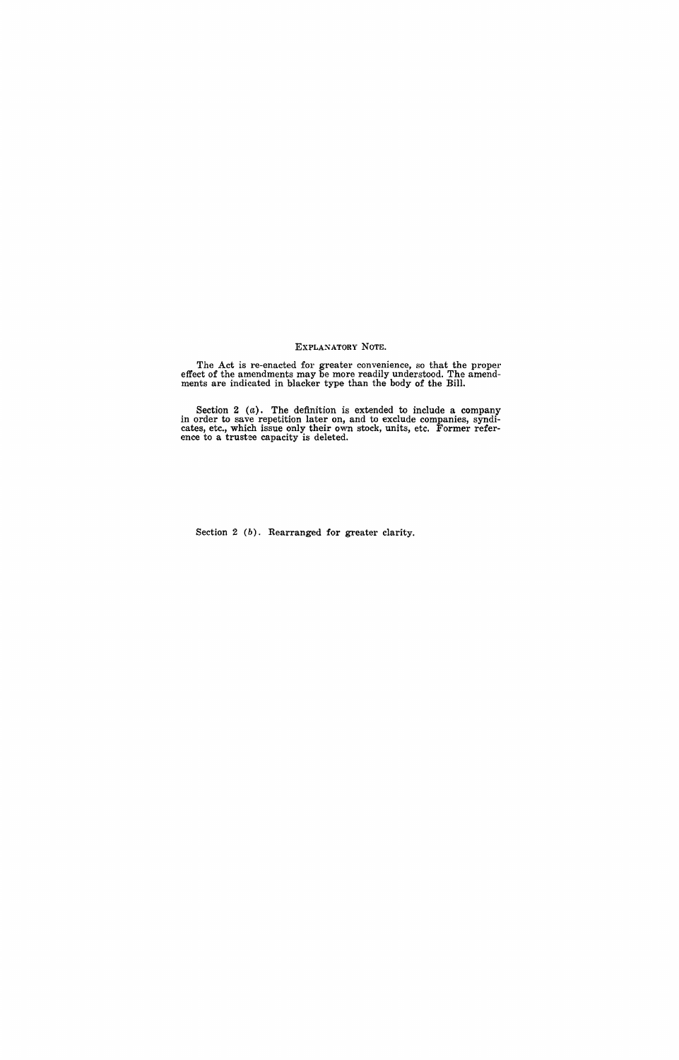## EXPLANATORY NOTE.

The Act is re-enacted for greater convenience, so that the proper effect of the amendments may be more readily understood. The amendments are indicated in blacker type than the body of the Bill.

Section 2 (*a*). The definition is extended to include a company in order to save repetition later on, and to exclude companies, syndicates, etc., which issue only their own stock, units, etc. Former reference to a trustee capacity is deleted.

Section 2 (*b*). Rearranged for greater clarity.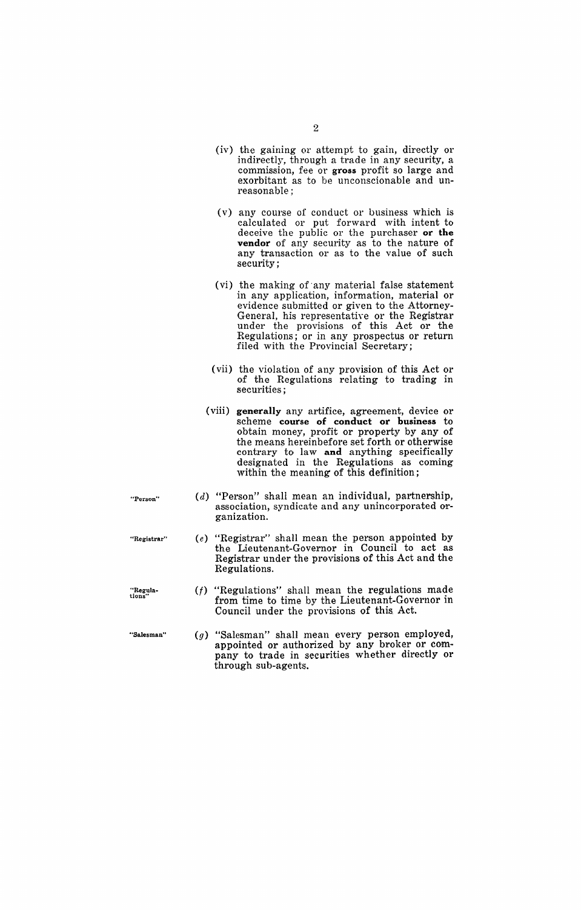(iv) the gaining or attempt to gain, directly or indirectly, through a trade in any security, a commission, fee or **gross** profit so large and exorbitant as to be unconscionable and unreasonable;

(v) any course of conduct or business which is calculated or put forward with intent to deceive the public or the purchaser **or the vendor** of any security as to the nature of any transaction or as to the value of such security;

(vi) the making of any material false statement in any application, information, material or evidence submitted or given to the Attorney-General, his representative or the Registrar under the provisions of this Act or the Regulations; or in any prospectus or return filed with the Provincial Secretary;

(vii) the violation of any provision of this Act or of the Regulations relating to trading in securities;

(viii) **generally** any artifice, agreement, device or scheme **course of conduct or business** to obtain money, profit or property by any of the means hereinbefore set forth or otherwise contrary to law **and** anything specifically designated in the Regulations as coming within the meaning of this definition;

"Person"

(*d*) "Person" shall mean an individual, partnership, association, syndicate and any unincorporated organization.

"Registrar"

(*e*) "Registrar" shall mean the person appointed by the Lieutenant-Governor in Council to act as Registrar under the provisions of this Act and the Regulations.

"Regulations"

(*f*) "Regulations" shall mean the regulations made from time to time by the Lieutenant-Governor in Council under the provisions of this Act.

"Salesman"

(*g*) "Salesman" shall mean every person employed, appointed or authorized by any broker or company to trade in securities whether directly or through sub-agents.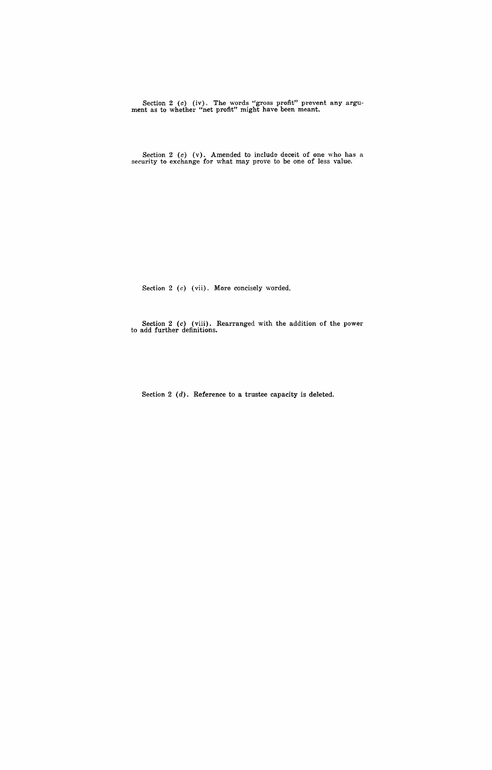Section 2 (*c*) (iv). The words "gross profit" prevent any argument as to whether "net profit" might have been meant.

Section 2 (*c*) (v). Amended to include deceit of one who has a security to exchange for what may prove to be one of less value.

Section 2 (*c*) (vii). More concisely worded.

Section 2 (*c*) (viii). Rearranged with the addition of the power to add further definitions.

Section 2 (*d*). Reference to a trustee capacity is deleted.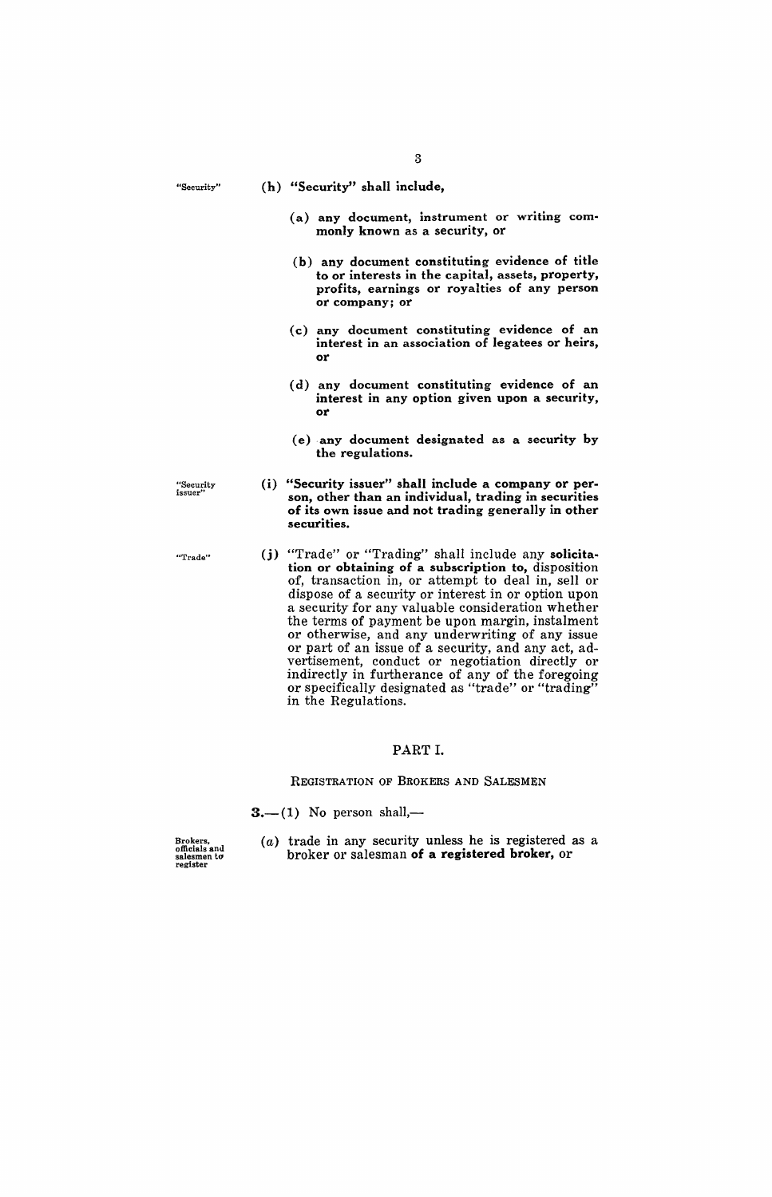"Security"

**(h) "Security" shall include,**

**(a) any document, instrument or writing commonly known as a security, or**

**(b) any document constituting evidence of title to or interests in the capital, assets, property, profits, earnings or royalties of any person or company; or**

**(c) any document constituting evidence of an interest in an association of legatees or heirs, or**

**(d) any document constituting evidence of an interest in any option given upon a security, or**

**(e) any document designated as a security by the regulations.**

"Security issuer"

**(i) "Security issuer" shall include a company or person, other than an individual, trading in securities of its own issue and not trading generally in other securities.**

"Trade"

**(j)** "Trade" or "Trading" shall include any **solicitation or obtaining of a subscription to,** disposition of, transaction in, or attempt to deal in, sell or dispose of a security or interest in or option upon a security for any valuable consideration whether the terms of payment be upon margin, instalment or otherwise, and any underwriting of any issue or part of an issue of a security, and any act, advertisement, conduct or negotiation directly or indirectly in furtherance of any of the foregoing or specifically designated as "trade" or "trading" in the Regulations.

## PART I.

### Registration of Brokers and Salesmen

**3.**—(1) No person shall,—

Brokers, officials and salesmen to register

(*a*) trade in any security unless he is registered as a broker or salesman **of a registered broker,** or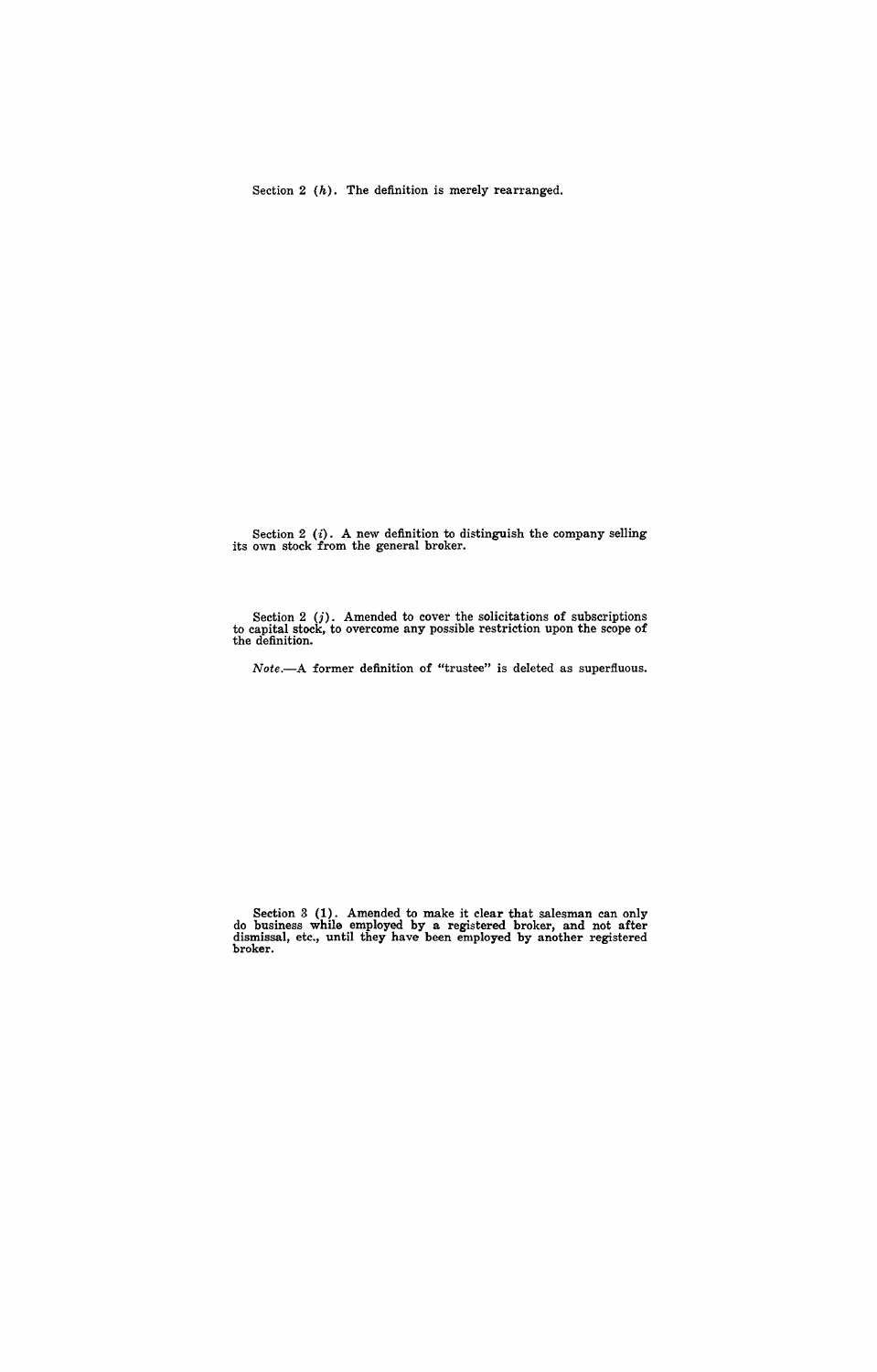Section 2 (*h*). The definition is merely rearranged.

Section 2 (*i*). A new definition to distinguish the company selling its own stock from the general broker.

Section 2 (*j*). Amended to cover the solicitations of subscriptions to capital stock, to overcome any possible restriction upon the scope of the definition.

*Note.*—A former definition of "trustee" is deleted as superfluous.

Section 3 (1). Amended to make it clear that salesman can only do business while employed by a registered broker, and not after dismissal, etc., until they have been employed by another registered broker.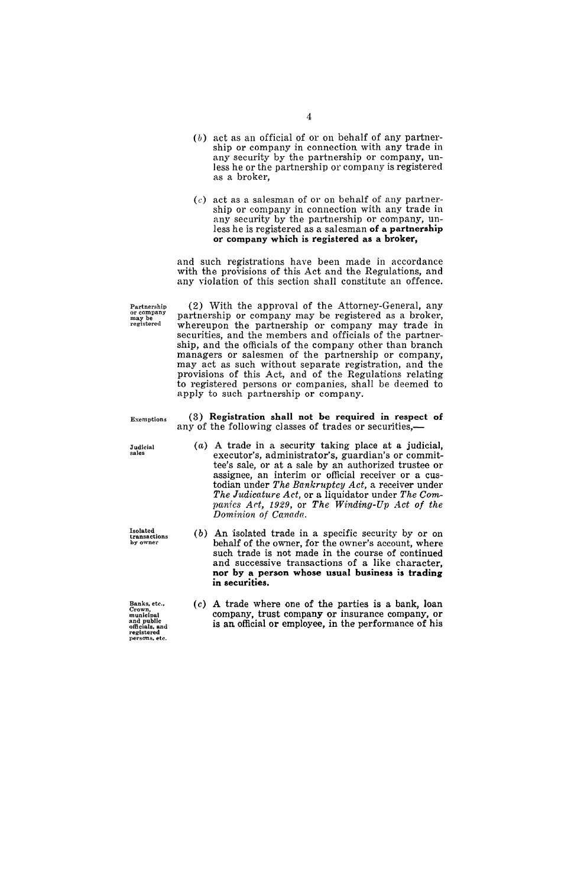(*b*) act as an official of or on behalf of any partnership or company in connection with any trade in any security by the partnership or company, unless he or the partnership or company is registered as a broker,

(*c*) act as a salesman of or on behalf of any partnership or company in connection with any trade in any security by the partnership or company, unless he is registered as a salesman **of a partnership or company which is registered as a broker,**

and such registrations have been made in accordance with the provisions of this Act and the Regulations, and any violation of this section shall constitute an offence.

Partnership or company may be registered

(2) With the approval of the Attorney-General, any partnership or company may be registered as a broker, whereupon the partnership or company may trade in securities, and the members and officials of the partnership, and the officials of the company other than branch managers or salesmen of the partnership or company, may act as such without separate registration, and the provisions of this Act, and of the Regulations relating to registered persons or companies, shall be deemed to apply to such partnership or company.

Exemptions

(3) **Registration shall not be required in respect of** any of the following classes of trades or securities,—

Judicial sales

(*a*) A trade in a security taking place at a judicial, executor's, administrator's, guardian's or committee's sale, or at a sale by an authorized trustee or assignee, an interim or official receiver or a custodian under *The Bankruptcy Act*, a receiver under *The Judicature Act*, or a liquidator under *The Companies Act, 1929*, or *The Winding-Up Act of the Dominion of Canada.*

Isolated transactions by owner

(*b*) An isolated trade in a specific security by or on behalf of the owner, for the owner's account, where such trade is not made in the course of continued and successive transactions of a like character, **nor by a person whose usual business is trading in securities.**

Banks, etc., Crown, municipal and public officials, and registered persons, etc.

(*c*) A trade where one of the parties is a bank, loan company, trust company or insurance company, or is an official or employee, in the performance of his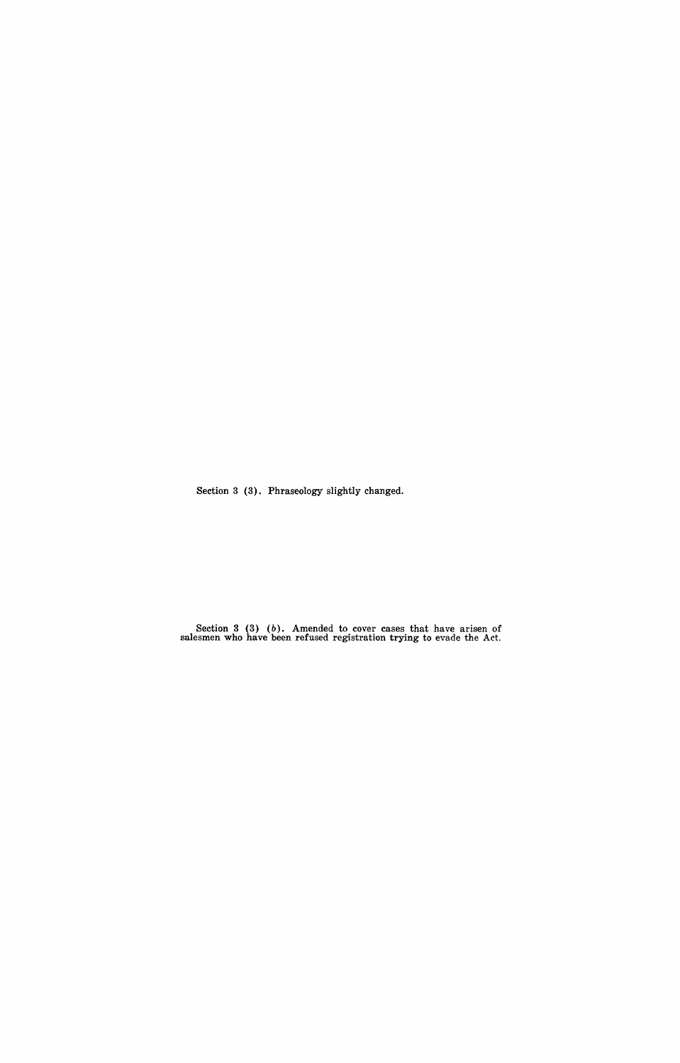Section 3 (3). Phraseology slightly changed.

Section 3 (3) (*b*). Amended to cover cases that have arisen of salesmen who have been refused registration trying to evade the Act.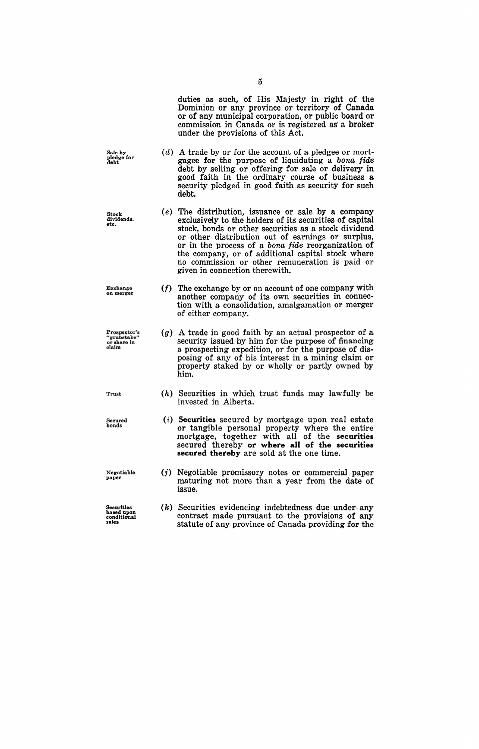duties as such, of His Majesty in right of the Dominion or any province or territory of Canada or of any municipal corporation, or public board or commission in Canada or is registered as a broker under the provisions of this Act.

Sale by pledge for debt

(*d*) A trade by or for the account of a pledgee or mortgagee for the purpose of liquidating a *bona fide* debt by selling or offering for sale or delivery in good faith in the ordinary course of business a security pledged in good faith as security for such debt.

Stock dividends, etc.

(*e*) The distribution, issuance or sale by a company exclusively to the holders of its securities of capital stock, bonds or other securities as a stock dividend or other distribution out of earnings or surplus, or in the process of a *bona fide* reorganization of the company, or of additional capital stock where no commission or other remuneration is paid or given in connection therewith.

Exchange on merger

(*f*) The exchange by or on account of one company with another company of its own securities in connection with a consolidation, amalgamation or merger of either company.

Prospector's "grubstake" or share in claim

(*g*) A trade in good faith by an actual prospector of a security issued by him for the purpose of financing a prospecting expedition, or for the purpose of disposing of any of his interest in a mining claim or property staked by or wholly or partly owned by him.

Trust

(*h*) Securities in which trust funds may lawfully be invested in Alberta.

Secured bonds

(*i*) **Securities** secured by mortgage upon real estate or tangible personal property where the entire mortgage, together with all of the **securities** secured thereby **or where all of the securities secured thereby** are sold at the one time.

Negotiable paper

(*j*) Negotiable promissory notes or commercial paper maturing not more than a year from the date of issue.

Securities based upon conditional sales

(*k*) Securities evidencing indebtedness due under any contract made pursuant to the provisions of any statute of any province of Canada providing for the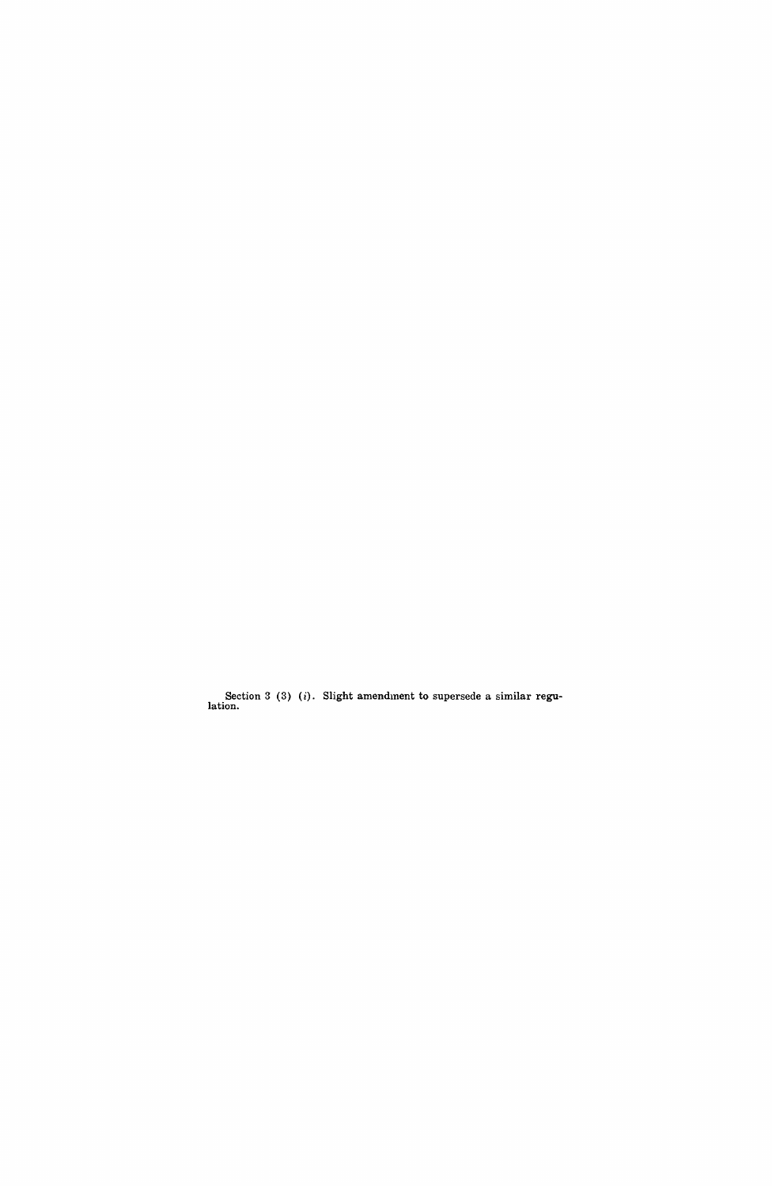Section 3 (3) (*i*). Slight amendment to supersede a similar regulation.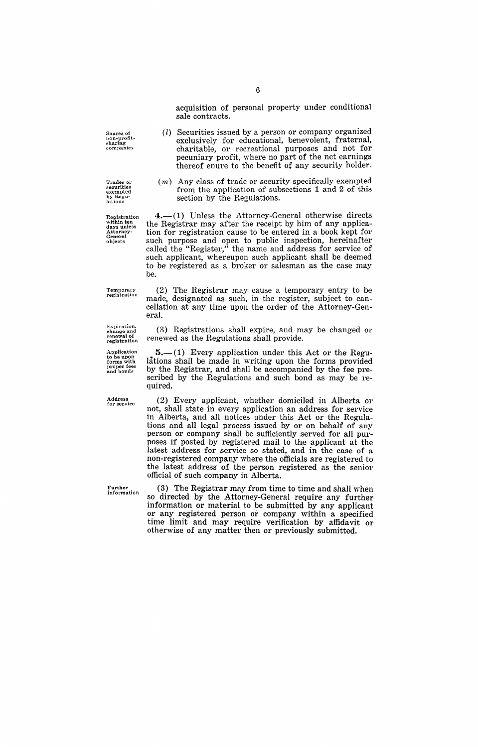acquisition of personal property under conditional sale contracts.

Shares of non-profit-sharing companies

(*l*) Securities issued by a person or company organized exclusively for educational, benevolent, fraternal, charitable, or recreational purposes and not for pecuniary profit, where no part of the net earnings thereof enure to the benefit of any security holder.

Trades or securities exempted by Regulations

(*m*) Any class of trade or security specifically exempted from the application of subsections 1 and 2 of this section by the Regulations.

Registration within ten days unless Attorney-General objects

**4.**—(1) Unless the Attorney-General otherwise directs the Registrar may after the receipt by him of any application for registration cause to be entered in a book kept for such purpose and open to public inspection, hereinafter called the "Register," the name and address for service of such applicant, whereupon such applicant shall be deemed to be registered as a broker or salesman as the case may be.

Temporary registration

(2) The Registrar may cause a temporary entry to be made, designated as such, in the register, subject to cancellation at any time upon the order of the Attorney-General.

Expiration, change and renewal of registration

(3) Registrations shall expire, and may be changed or renewed as the Regulations shall provide.

Application to be upon forms with proper fees and bonds

**5.**—(1) Every application under this Act or the Regulations shall be made in writing upon the forms provided by the Registrar, and shall be accompanied by the fee prescribed by the Regulations and such bond as may be required.

Address for service

(2) Every applicant, whether domiciled in Alberta or not, shall state in every application an address for service in Alberta, and all notices under this Act or the Regulations and all legal process issued by or on behalf of any person or company shall be sufficiently served for all purposes if posted by registered mail to the applicant at the latest address for service so stated, and in the case of a non-registered company where the officials are registered to the latest address of the person registered as the senior official of such company in Alberta.

Further information

(3) The Registrar may from time to time and shall when so directed by the Attorney-General require any further information or material to be submitted by any applicant or any registered person or company within a specified time limit and may require verification by affidavit or otherwise of any matter then or previously submitted.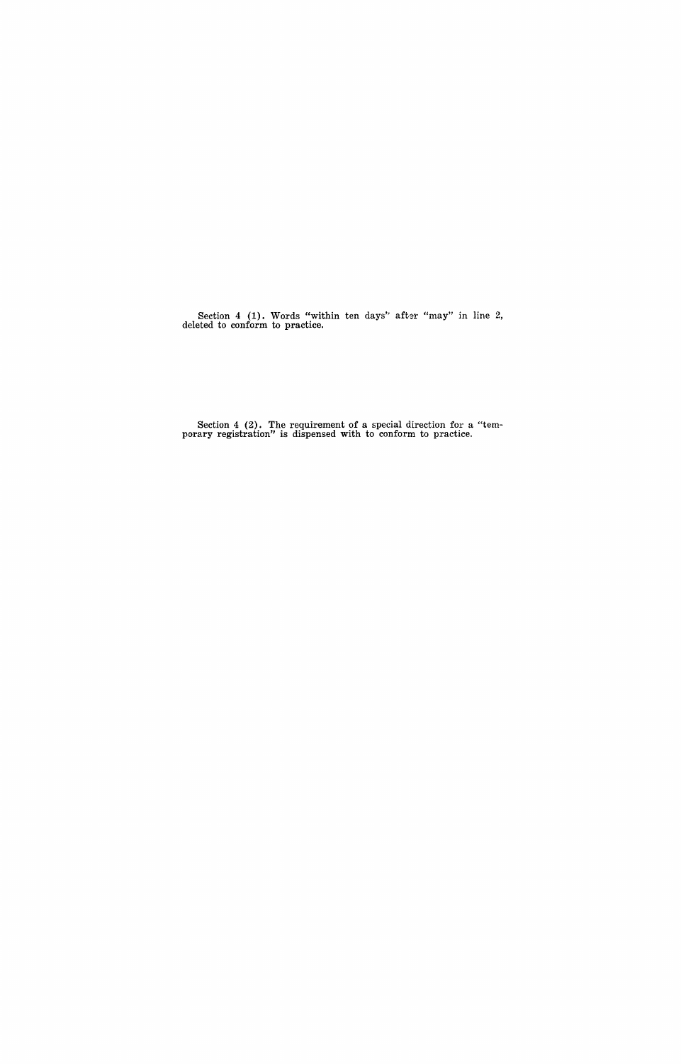Section 4 (1). Words "within ten days" after "may" in line 2, deleted to conform to practice.

Section 4 (2). The requirement of a special direction for a "temporary registration" is dispensed with to conform to practice.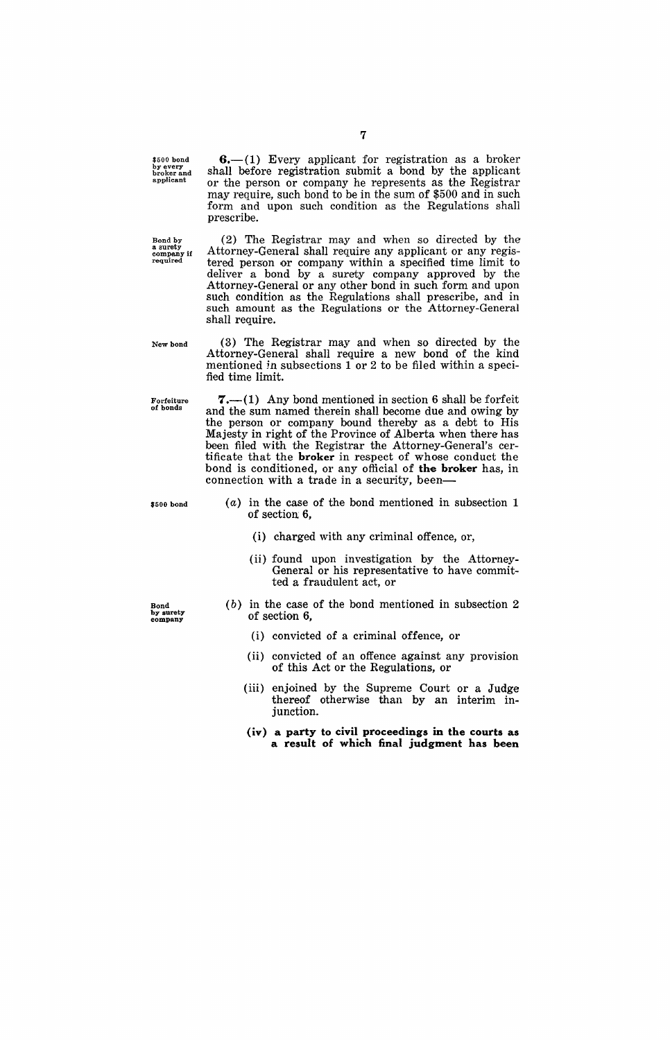$500 bond by every broker and applicant

**6.**—(1) Every applicant for registration as a broker shall before registration submit a bond by the applicant or the person or company he represents as the Registrar may require, such bond to be in the sum of $500 and in such form and upon such condition as the Regulations shall prescribe.

Bond by a surety company if required

(2) The Registrar may and when so directed by the Attorney-General shall require any applicant or any registered person or company within a specified time limit to deliver a bond by a surety company approved by the Attorney-General or any other bond in such form and upon such condition as the Regulations shall prescribe, and in such amount as the Regulations or the Attorney-General shall require.

New bond

(3) The Registrar may and when so directed by the Attorney-General shall require a new bond of the kind mentioned in subsections 1 or 2 to be filed within a specified time limit.

Forfeiture of bonds

**7.**—(1) Any bond mentioned in section 6 shall be forfeit and the sum named therein shall become due and owing by the person or company bound thereby as a debt to His Majesty in right of the Province of Alberta when there has been filed with the Registrar the Attorney-General's certificate that the **broker** in respect of whose conduct the bond is conditioned, or any official of **the broker** has, in connection with a trade in a security, been—

$500 bond

(*a*) in the case of the bond mentioned in subsection 1 of section 6,

(i) charged with any criminal offence, or,

(ii) found upon investigation by the Attorney-General or his representative to have committed a fraudulent act, or

Bond by surety company

(*b*) in the case of the bond mentioned in subsection 2 of section 6,

(i) convicted of a criminal offence, or

(ii) convicted of an offence against any provision of this Act or the Regulations, or

(iii) enjoined by the Supreme Court or a Judge thereof otherwise than by an interim injunction.

**(iv) a party to civil proceedings in the courts as a result of which final judgment has been**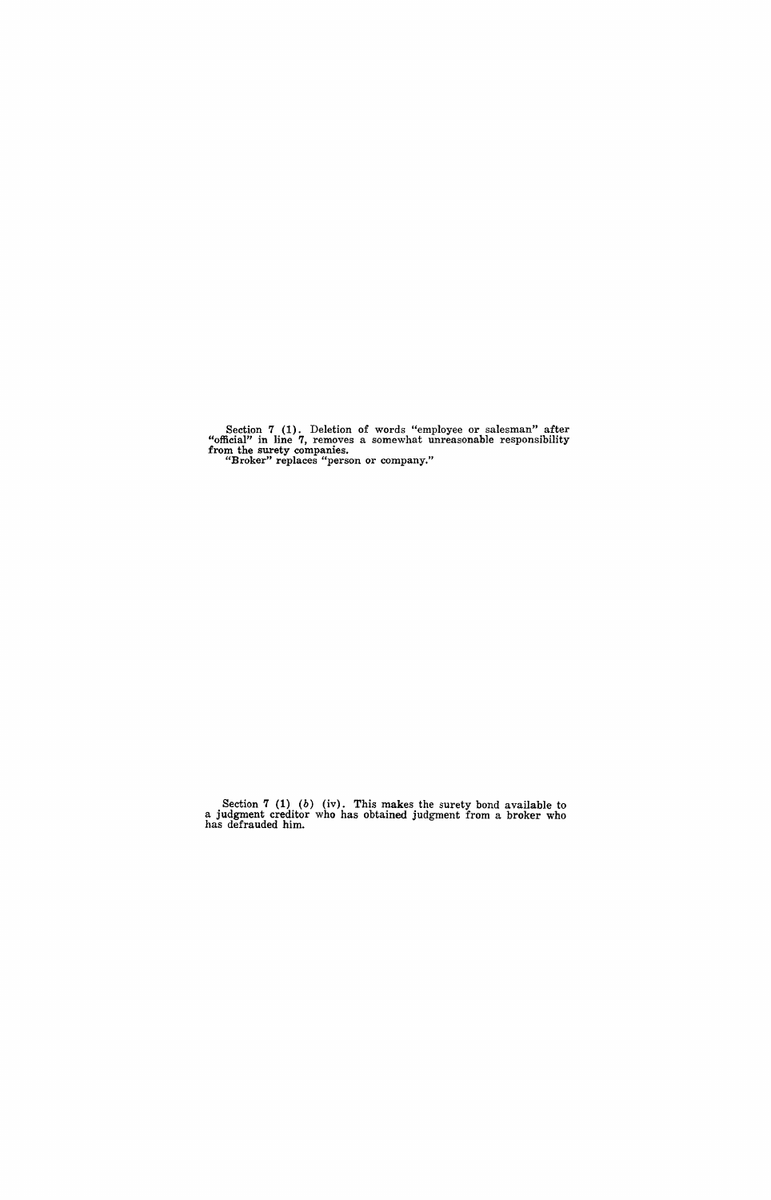Section 7 (1). Deletion of words "employee or salesman" after "official" in line 7, removes a somewhat unreasonable responsibility from the surety companies.

"Broker" replaces "person or company."

Section 7 (1) (*b*) (iv). This makes the surety bond available to a judgment creditor who has obtained judgment from a broker who has defrauded him.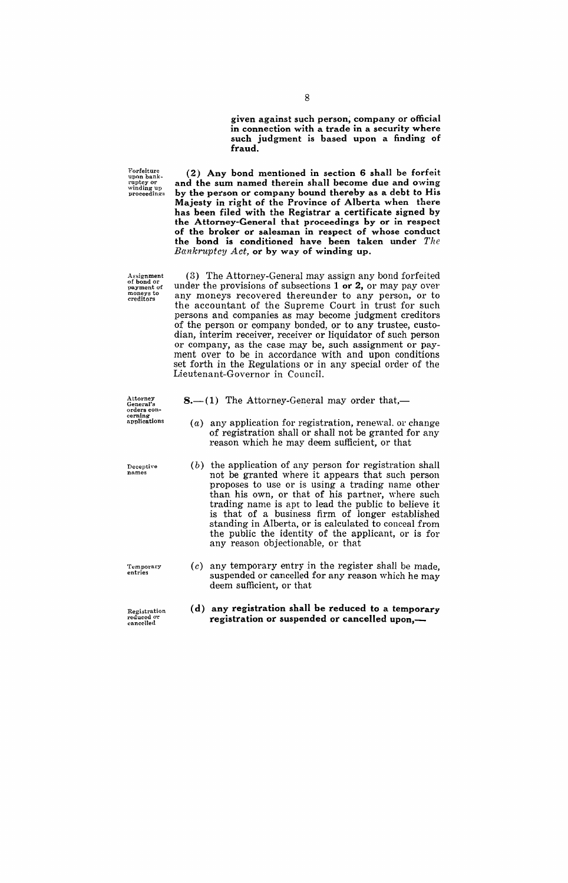**given against such person, company or official in connection with a trade in a security where such judgment is based upon a finding of fraud.**

Forfeiture upon bankruptcy or winding up proceedings

**(2) Any bond mentioned in section 6 shall be forfeit and the sum named therein shall become due and owing by the person or company bound thereby as a debt to His Majesty in right of the Province of Alberta when there has been filed with the Registrar a certificate signed by the Attorney-General that proceedings by or in respect of the broker or salesman in respect of whose conduct the bond is conditioned have been taken under *The Bankruptcy Act*, or by way of winding up.**

Assignment of bond or payment of moneys to creditors

(3) The Attorney-General may assign any bond forfeited under the provisions of subsections 1 **or 2**, or may pay over any moneys recovered thereunder to any person, or to the accountant of the Supreme Court in trust for such persons and companies as may become judgment creditors of the person or company bonded, or to any trustee, custodian, interim receiver, receiver or liquidator of such person or company, as the case may be, such assignment or payment over to be in accordance with and upon conditions set forth in the Regulations or in any special order of the Lieutenant-Governor in Council.

Attorney General's orders concerning applications

**8.**—(1) The Attorney-General may order that,—

(*a*) any application for registration, renewal, or change of registration shall or shall not be granted for any reason which he may deem sufficient, or that

Deceptive names

(*b*) the application of any person for registration shall not be granted where it appears that such person proposes to use or is using a trading name other than his own, or that of his partner, where such trading name is apt to lead the public to believe it is that of a business firm of longer established standing in Alberta, or is calculated to conceal from the public the identity of the applicant, or is for any reason objectionable, or that

Temporary entries

(*c*) any temporary entry in the register shall be made, suspended or cancelled for any reason which he may deem sufficient, or that

Registration reduced or cancelled

**(d) any registration shall be reduced to a temporary registration or suspended or cancelled upon,—**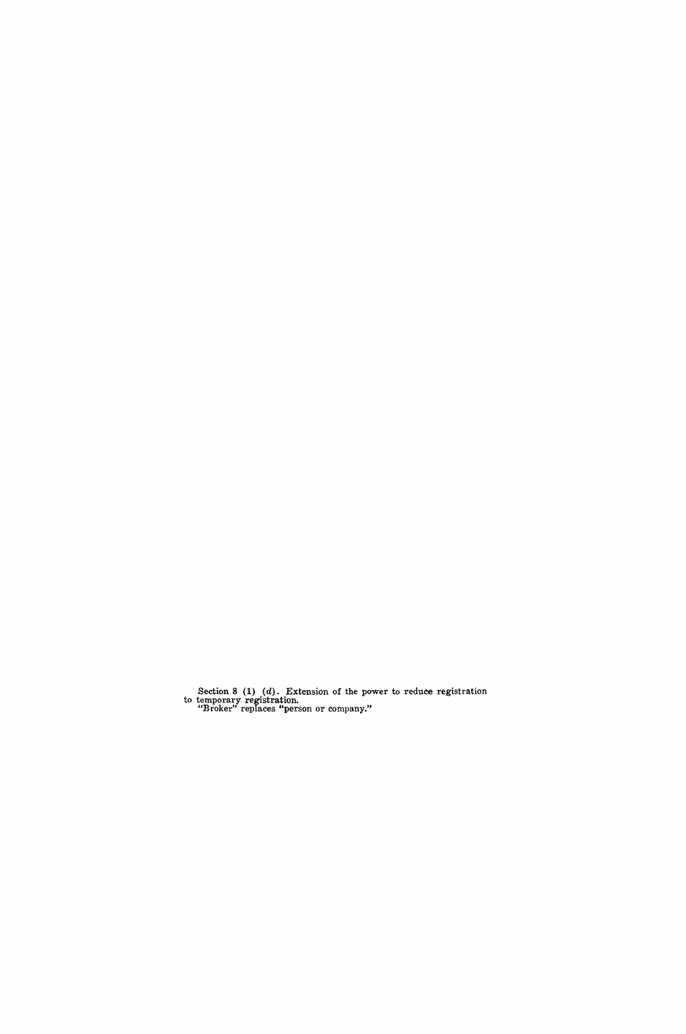Section 8 (1) (*d*). Extension of the power to reduce registration to temporary registration.

"Broker" replaces "person or company."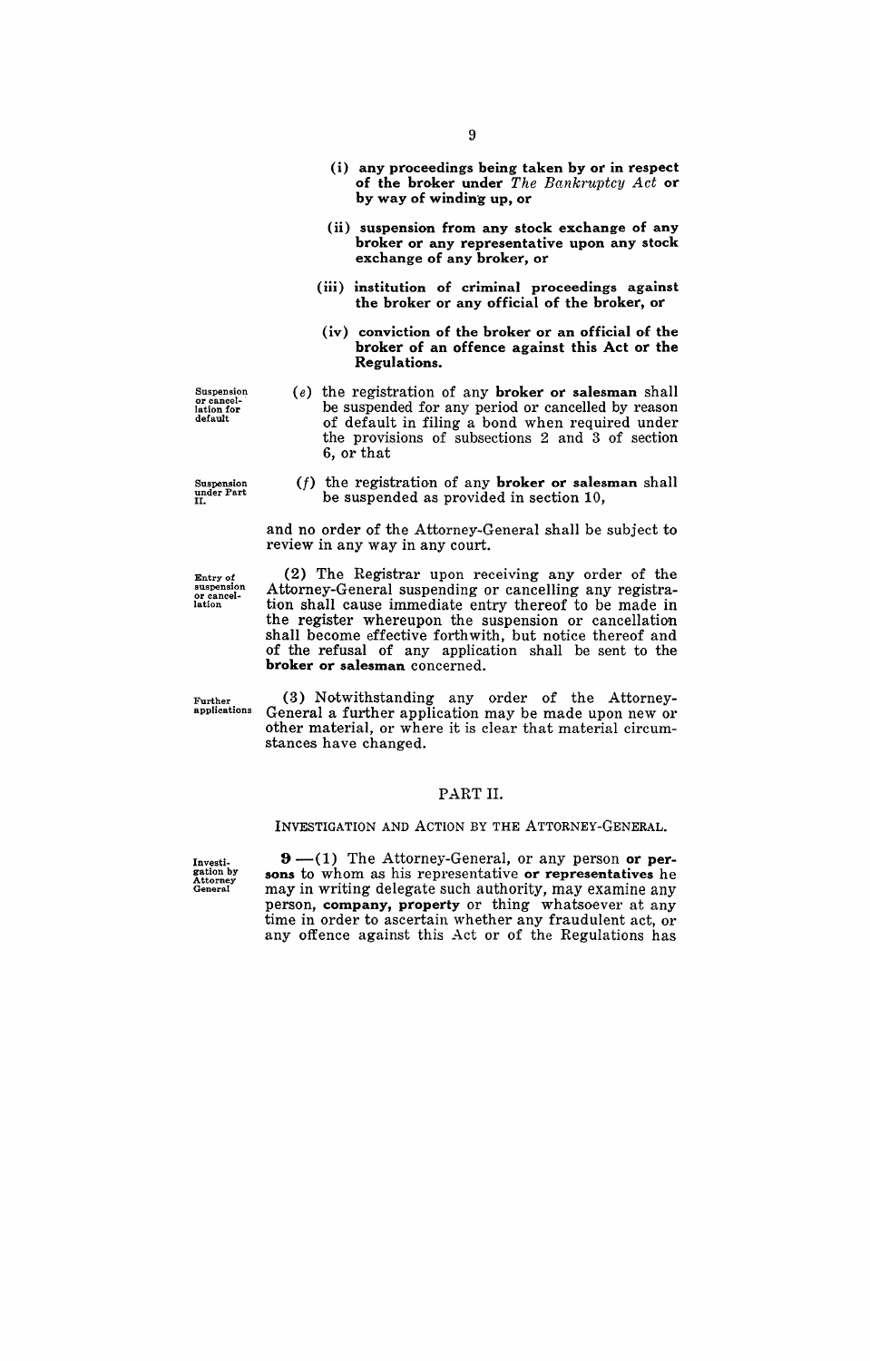(i) **any proceedings being taken by or in respect of the broker under** *The Bankruptcy Act* **or by way of winding up, or**

(ii) **suspension from any stock exchange of any broker or any representative upon any stock exchange of any broker, or**

(iii) **institution of criminal proceedings against the broker or any official of the broker, or**

(iv) **conviction of the broker or an official of the broker of an offence against this Act or the Regulations.**

Suspension or cancellation for default

(*e*) the registration of any **broker or salesman** shall be suspended for any period or cancelled by reason of default in filing a bond when required under the provisions of subsections 2 and 3 of section 6, or that

Suspension under Part II.

(*f*) the registration of any **broker or salesman** shall be suspended as provided in section 10,

and no order of the Attorney-General shall be subject to review in any way in any court.

Entry of suspension or cancellation

(2) The Registrar upon receiving any order of the Attorney-General suspending or cancelling any registration shall cause immediate entry thereof to be made in the register whereupon the suspension or cancellation shall become effective forthwith, but notice thereof and of the refusal of any application shall be sent to the **broker or salesman** concerned.

Further applications

(3) Notwithstanding any order of the Attorney-General a further application may be made upon new or other material, or where it is clear that material circumstances have changed.

## PART II.

### INVESTIGATION AND ACTION BY THE ATTORNEY-GENERAL.

Investigation by Attorney General

**9**.—(1) The Attorney-General, or any person **or persons** to whom as his representative **or representatives** he may in writing delegate such authority, may examine any person, **company, property** or thing whatsoever at any time in order to ascertain whether any fraudulent act, or any offence against this Act or of the Regulations has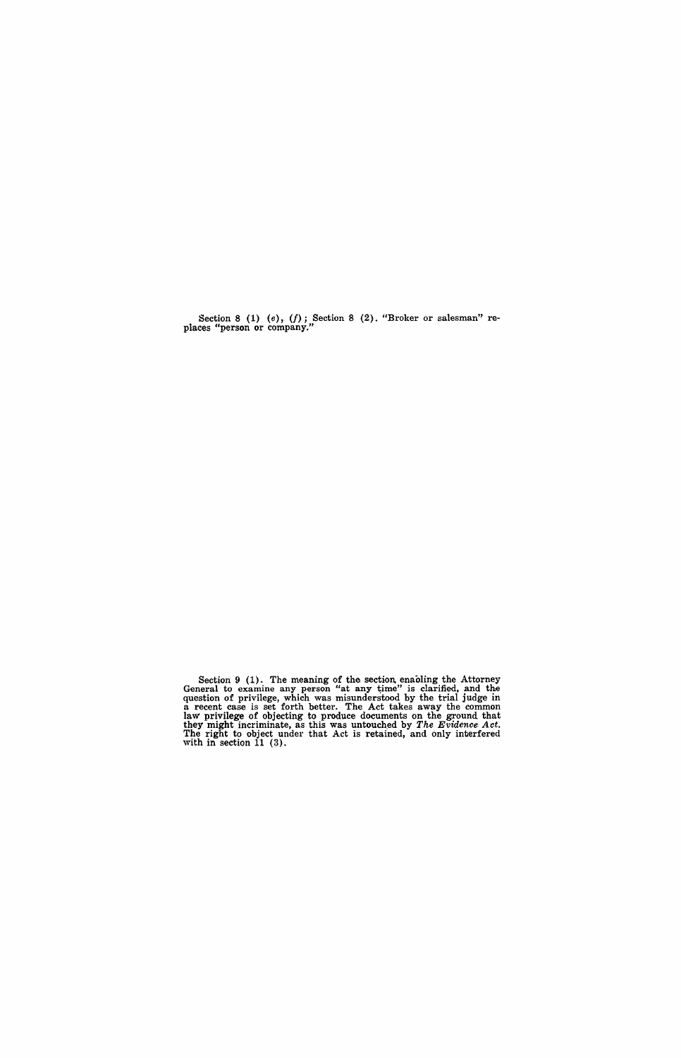Section 8 (1) (*e*), (*f*); Section 8 (2). "Broker or salesman" replaces "person or company."

Section 9 (1). The meaning of the section enabling the Attorney General to examine any person "at any time" is clarified, and the question of privilege, which was misunderstood by the trial judge in a recent case is set forth better. The Act takes away the common law privilege of objecting to produce documents on the ground that they might incriminate, as this was untouched by *The Evidence Act*. The right to object under that Act is retained, and only interfered with in section 11 (3).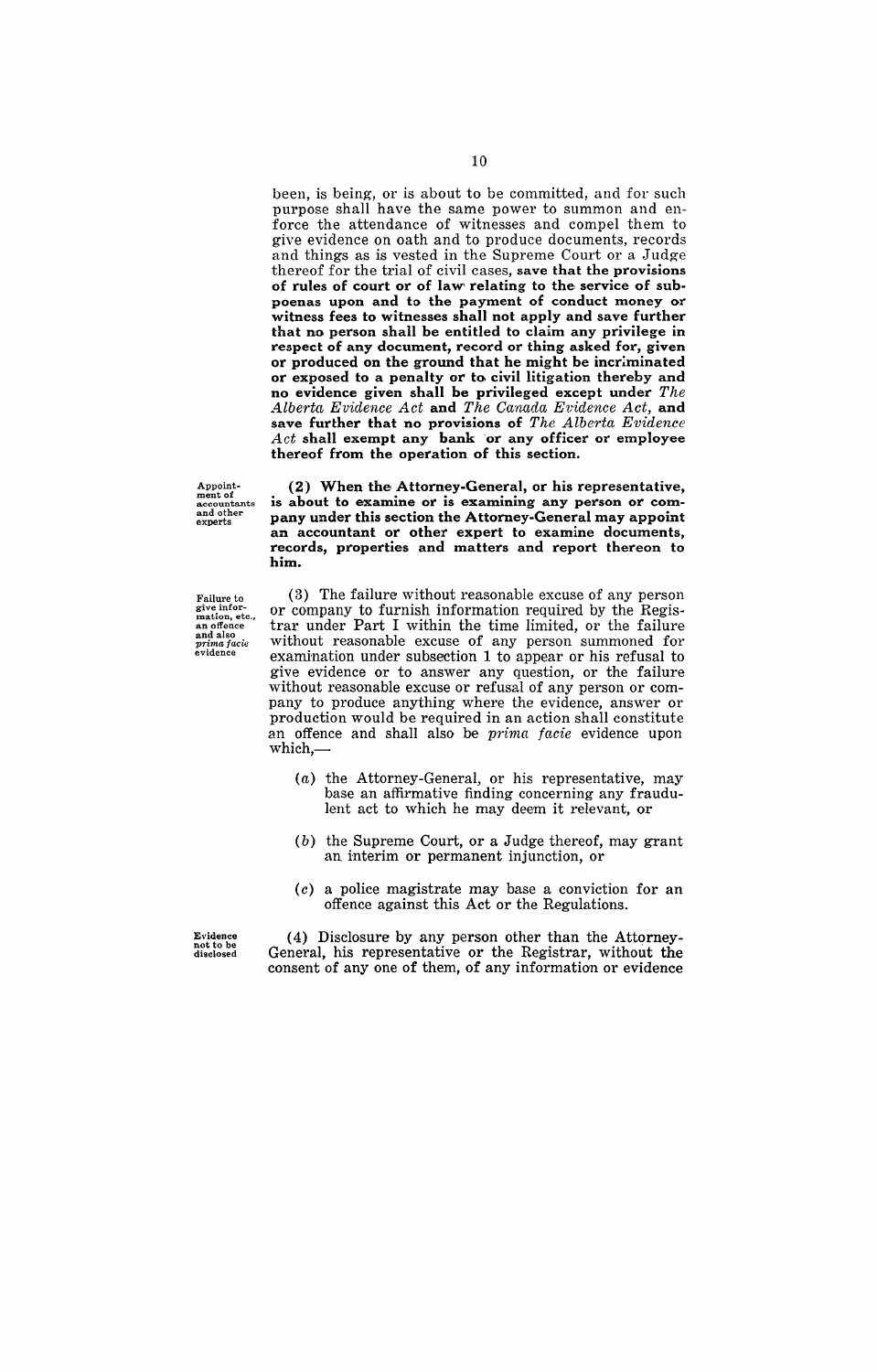been, is being, or is about to be committed, and for such purpose shall have the same power to summon and enforce the attendance of witnesses and compel them to give evidence on oath and to produce documents, records and things as is vested in the Supreme Court or a Judge thereof for the trial of civil cases, **save that the provisions of rules of court or of law relating to the service of subpoenas upon and to the payment of conduct money or witness fees to witnesses shall not apply and save further that no person shall be entitled to claim any privilege in respect of any document, record or thing asked for, given or produced on the ground that he might be incriminated or exposed to a penalty or to civil litigation thereby and no evidence given shall be privileged except under** ***The Alberta Evidence Act*** **and** ***The Canada Evidence Act*****, and save further that no provisions of** ***The Alberta Evidence Act*** **shall exempt any bank or any officer or employee thereof from the operation of this section.**

Appointment of accountants and other experts

**(2) When the Attorney-General, or his representative, is about to examine or is examining any person or company under this section the Attorney-General may appoint an accountant or other expert to examine documents, records, properties and matters and report thereon to him.**

Failure to give information, etc., an offence and also *prima facie* evidence

(3) The failure without reasonable excuse of any person or company to furnish information required by the Registrar under Part I within the time limited, or the failure without reasonable excuse of any person summoned for examination under subsection 1 to appear or his refusal to give evidence or to answer any question, or the failure without reasonable excuse or refusal of any person or company to produce anything where the evidence, answer or production would be required in an action shall constitute an offence and shall also be *prima facie* evidence upon which,—

(*a*) the Attorney-General, or his representative, may base an affirmative finding concerning any fraudulent act to which he may deem it relevant, or

(*b*) the Supreme Court, or a Judge thereof, may grant an interim or permanent injunction, or

(*c*) a police magistrate may base a conviction for an offence against this Act or the Regulations.

Evidence not to be disclosed

(4) Disclosure by any person other than the Attorney-General, his representative or the Registrar, without the consent of any one of them, of any information or evidence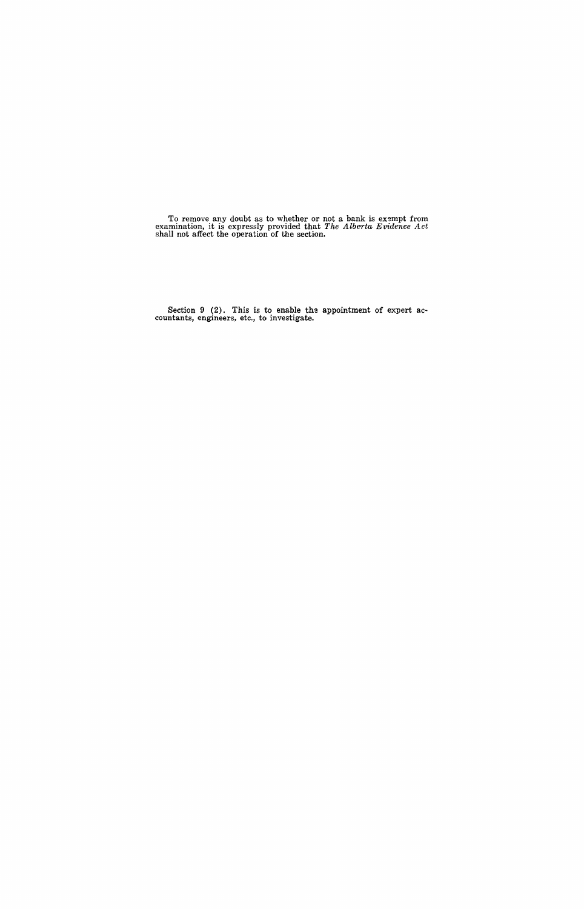To remove any doubt as to whether or not a bank is exempt from examination, it is expressly provided that *The Alberta Evidence Act* shall not affect the operation of the section.

Section 9 (2). This is to enable the appointment of expert accountants, engineers, etc., to investigate.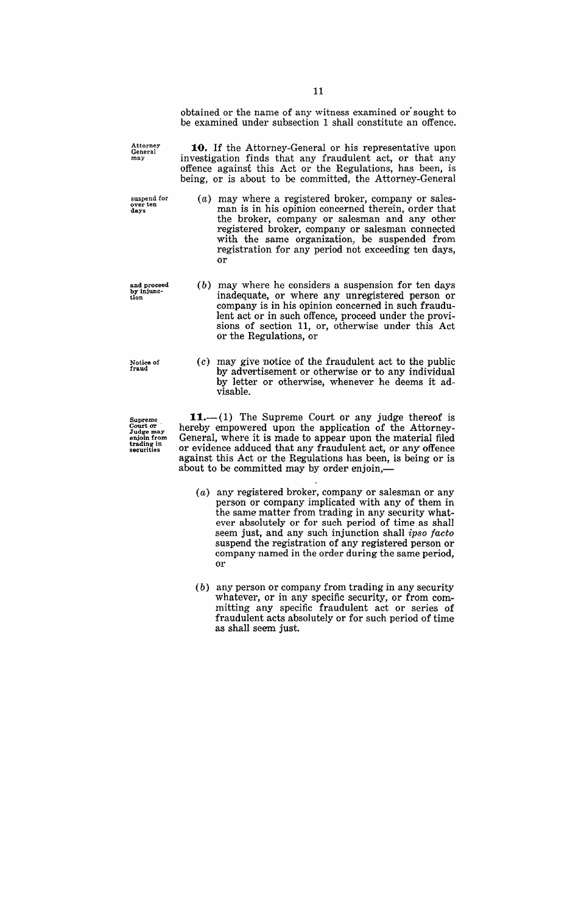obtained or the name of any witness examined or sought to be examined under subsection 1 shall constitute an offence.

Attorney General may

**10.** If the Attorney-General or his representative upon investigation finds that any fraudulent act, or that any offence against this Act or the Regulations, has been, is being, or is about to be committed, the Attorney-General

suspend for over ten days

(*a*) may where a registered broker, company or salesman is in his opinion concerned therein, order that the broker, company or salesman and any other registered broker, company or salesman connected with the same organization, be suspended from registration for any period not exceeding ten days, or

and proceed by injunction

(*b*) may where he considers a suspension for ten days inadequate, or where any unregistered person or company is in his opinion concerned in such fraudulent act or in such offence, proceed under the provisions of section 11, or, otherwise under this Act or the Regulations, or

Notice of fraud

(*c*) may give notice of the fraudulent act to the public by advertisement or otherwise or to any individual by letter or otherwise, whenever he deems it advisable.

Supreme Court or Judge may enjoin from trading in securities

**11.**—(1) The Supreme Court or any judge thereof is hereby empowered upon the application of the Attorney-General, where it is made to appear upon the material filed or evidence adduced that any fraudulent act, or any offence against this Act or the Regulations has been, is being or is about to be committed may by order enjoin,—

(*a*) any registered broker, company or salesman or any person or company implicated with any of them in the same matter from trading in any security whatever absolutely or for such period of time as shall seem just, and any such injunction shall *ipso facto* suspend the registration of any registered person or company named in the order during the same period, or

(*b*) any person or company from trading in any security whatever, or in any specific security, or from committing any specific fraudulent act or series of fraudulent acts absolutely or for such period of time as shall seem just.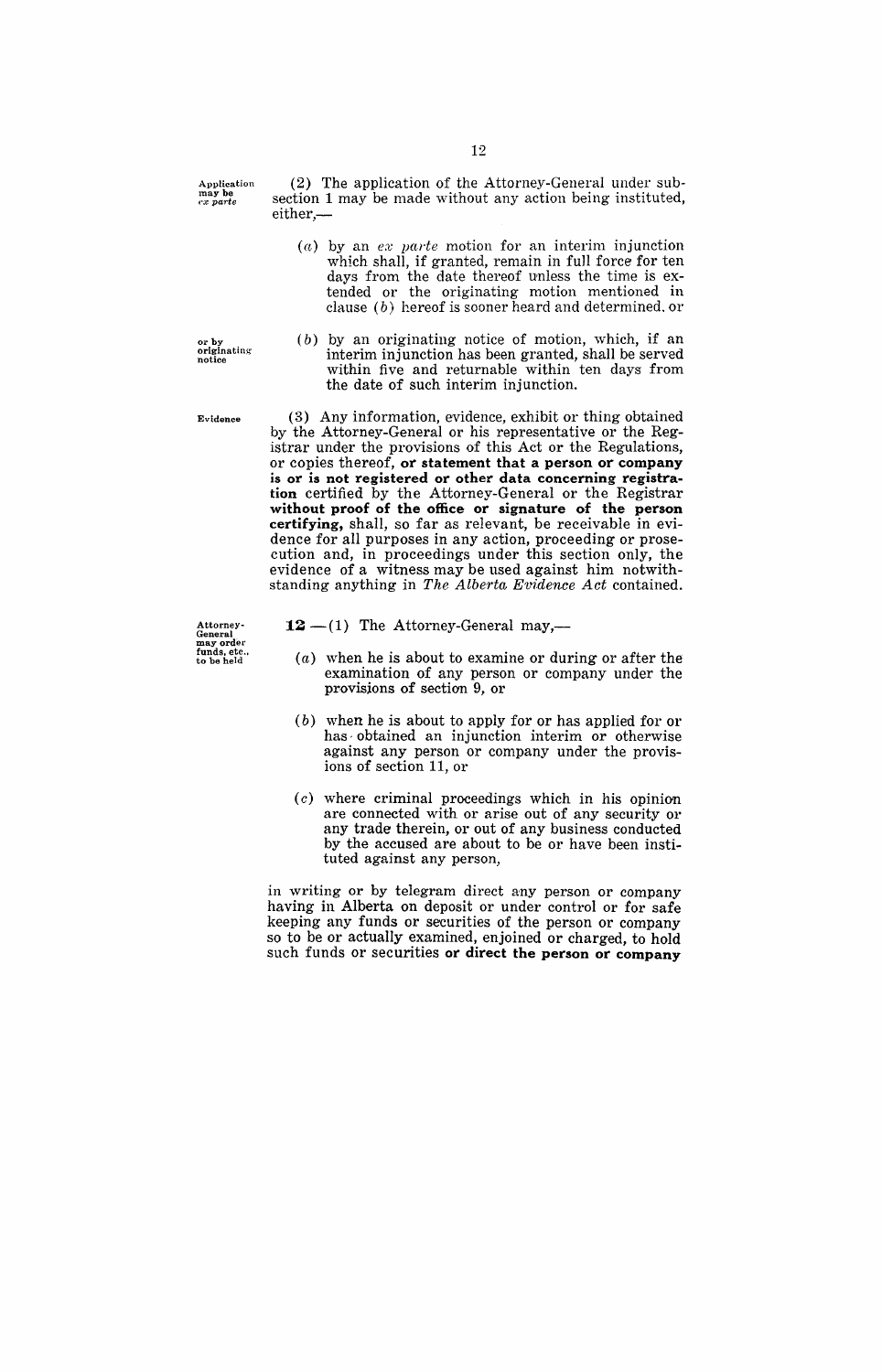Application may be *ex parte*

(2) The application of the Attorney-General under subsection 1 may be made without any action being instituted, either,—

(*a*) by an *ex parte* motion for an interim injunction which shall, if granted, remain in full force for ten days from the date thereof unless the time is extended or the originating motion mentioned in clause (*b*) hereof is sooner heard and determined, or

or by originating notice

(*b*) by an originating notice of motion, which, if an interim injunction has been granted, shall be served within five and returnable within ten days from the date of such interim injunction.

Evidence

(3) Any information, evidence, exhibit or thing obtained by the Attorney-General or his representative or the Registrar under the provisions of this Act or the Regulations, or copies thereof, **or statement that a person or company is or is not registered or other data concerning registration** certified by the Attorney-General or the Registrar **without proof of the office or signature of the person certifying,** shall, so far as relevant, be receivable in evidence for all purposes in any action, proceeding or prosecution and, in proceedings under this section only, the evidence of a witness may be used against him notwithstanding anything in *The Alberta Evidence Act* contained.

Attorney-General may order funds, etc., to be held

**12**—(1) The Attorney-General may,—

(*a*) when he is about to examine or during or after the examination of any person or company under the provisions of section 9, or

(*b*) when he is about to apply for or has applied for or has obtained an injunction interim or otherwise against any person or company under the provisions of section 11, or

(*c*) where criminal proceedings which in his opinion are connected with or arise out of any security or any trade therein, or out of any business conducted by the accused are about to be or have been instituted against any person,

in writing or by telegram direct any person or company having in Alberta on deposit or under control or for safe keeping any funds or securities of the person or company so to be or actually examined, enjoined or charged, to hold such funds or securities **or direct the person or company**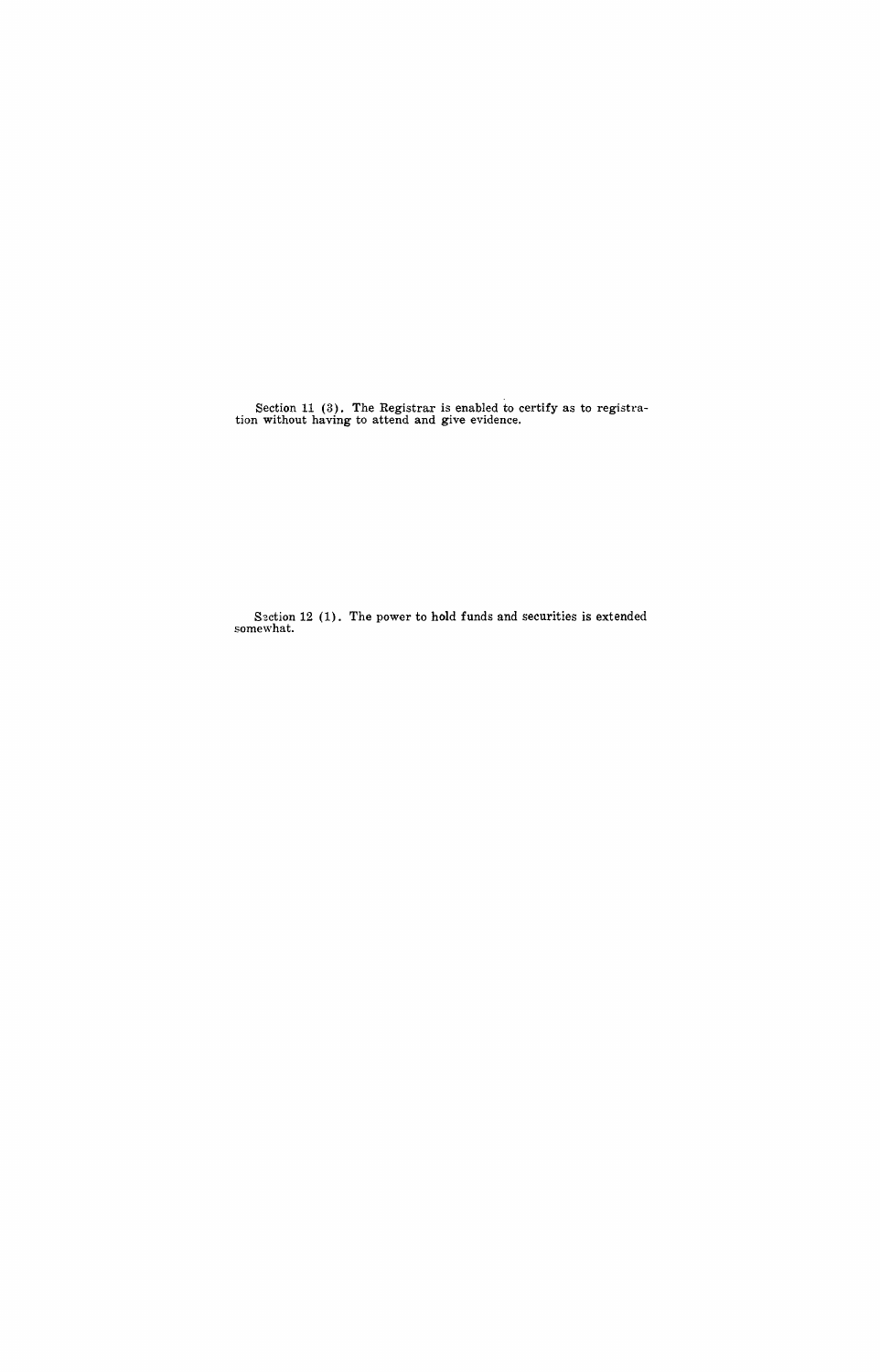Section 11 (3). The Registrar is enabled to certify as to registration without having to attend and give evidence.

Section 12 (1). The power to hold funds and securities is extended somewhat.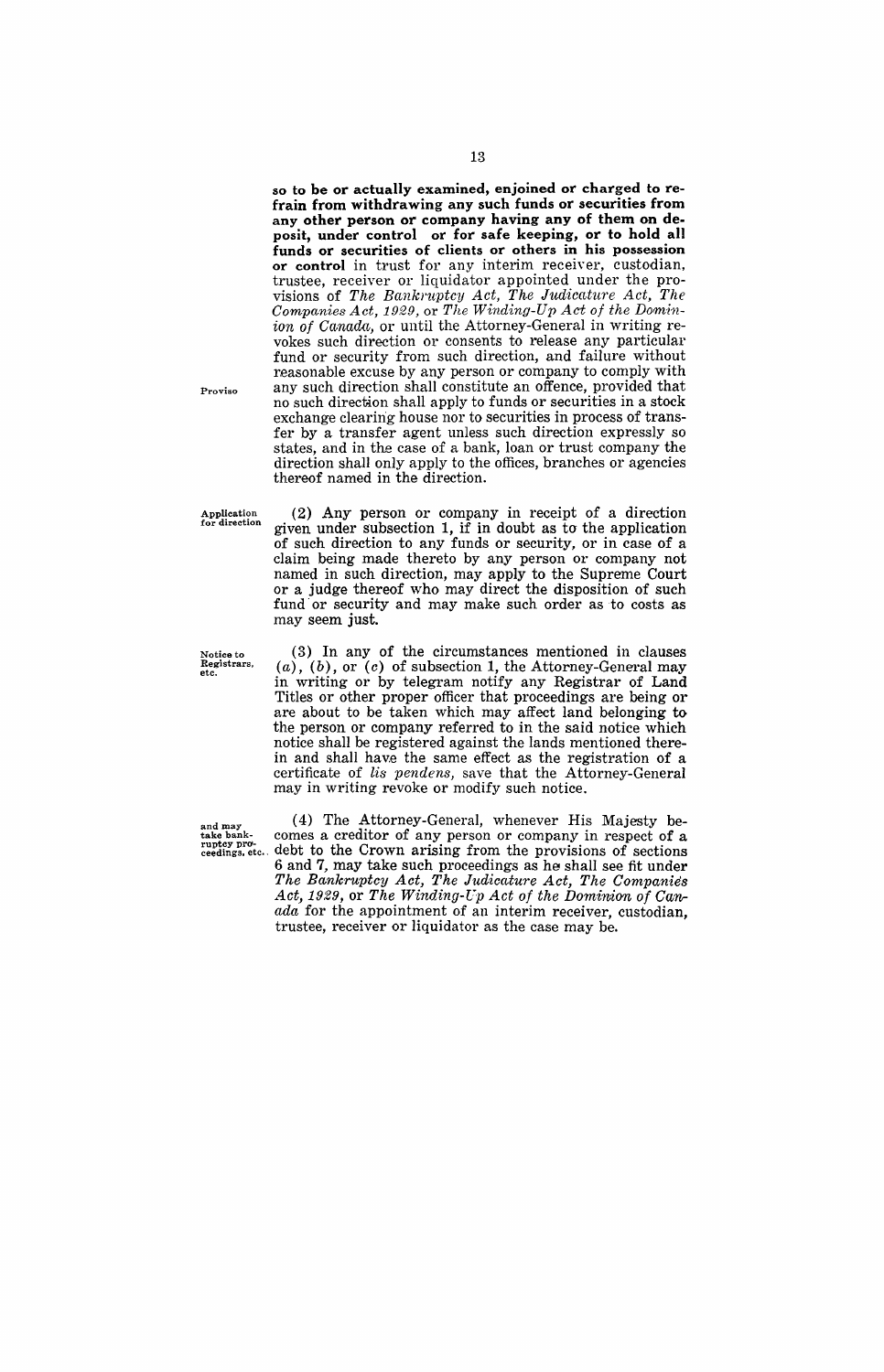**so to be or actually examined, enjoined or charged to refrain from withdrawing any such funds or securities from any other person or company having any of them on deposit, under control or for safe keeping, or to hold all funds or securities of clients or others in his possession or control** in trust for any interim receiver, custodian, trustee, receiver or liquidator appointed under the provisions of *The Bankruptcy Act*, *The Judicature Act*, *The Companies Act, 1929*, or *The Winding-Up Act of the Dominion of Canada*, or until the Attorney-General in writing revokes such direction or consents to release any particular fund or security from such direction, and failure without reasonable excuse by any person or company to comply with any such direction shall constitute an offence, provided that no such direction shall apply to funds or securities in a stock exchange clearing house nor to securities in process of transfer by a transfer agent unless such direction expressly so states, and in the case of a bank, loan or trust company the direction shall only apply to the offices, branches or agencies thereof named in the direction.

*Proviso*

*Application for direction*

(2) Any person or company in receipt of a direction given under subsection 1, if in doubt as to the application of such direction to any funds or security, or in case of a claim being made thereto by any person or company not named in such direction, may apply to the Supreme Court or a judge thereof who may direct the disposition of such fund or security and may make such order as to costs as may seem just.

*Notice to Registrars, etc.*

(3) In any of the circumstances mentioned in clauses (*a*), (*b*), or (*c*) of subsection 1, the Attorney-General may in writing or by telegram notify any Registrar of Land Titles or other proper officer that proceedings are being or are about to be taken which may affect land belonging to the person or company referred to in the said notice which notice shall be registered against the lands mentioned therein and shall have the same effect as the registration of a certificate of *lis pendens*, save that the Attorney-General may in writing revoke or modify such notice.

*and may take bankruptcy proceedings, etc.*

(4) The Attorney-General, whenever His Majesty becomes a creditor of any person or company in respect of a debt to the Crown arising from the provisions of sections 6 and 7, may take such proceedings as he shall see fit under *The Bankruptcy Act*, *The Judicature Act*, *The Companies Act, 1929*, or *The Winding-Up Act of the Dominion of Canada* for the appointment of an interim receiver, custodian, trustee, receiver or liquidator as the case may be.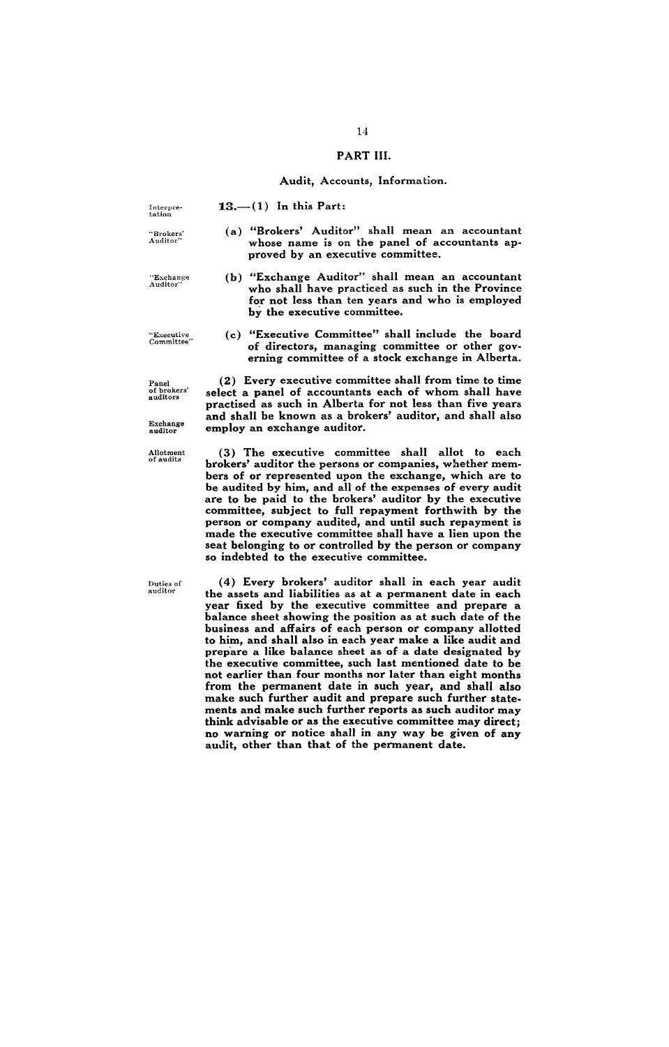## PART III.

### Audit, Accounts, Information.

Interpretation

**13.—(1) In this Part:**

"Brokers' Auditor"

**(a) "Brokers' Auditor" shall mean an accountant whose name is on the panel of accountants approved by an executive committee.**

"Exchange Auditor"

**(b) "Exchange Auditor" shall mean an accountant who shall have practiced as such in the Province for not less than ten years and who is employed by the executive committee.**

"Executive Committee"

**(c) "Executive Committee" shall include the board of directors, managing committee or other governing committee of a stock exchange in Alberta.**

Panel of brokers' auditors

Exchange auditor

**(2) Every executive committee shall from time to time select a panel of accountants each of whom shall have practised as such in Alberta for not less than five years and shall be known as a brokers' auditor, and shall also employ an exchange auditor.**

Allotment of audits

**(3) The executive committee shall allot to each brokers' auditor the persons or companies, whether members of or represented upon the exchange, which are to be audited by him, and all of the expenses of every audit are to be paid to the brokers' auditor by the executive committee, subject to full repayment forthwith by the person or company audited, and until such repayment is made the executive committee shall have a lien upon the seat belonging to or controlled by the person or company so indebted to the executive committee.**

Duties of auditor

**(4) Every brokers' auditor shall in each year audit the assets and liabilities as at a permanent date in each year fixed by the executive committee and prepare a balance sheet showing the position as at such date of the business and affairs of each person or company allotted to him, and shall also in each year make a like audit and prepare a like balance sheet as of a date designated by the executive committee, such last mentioned date to be not earlier than four months nor later than eight months from the permanent date in such year, and shall also make such further audit and prepare such further statements and make such further reports as such auditor may think advisable or as the executive committee may direct; no warning or notice shall in any way be given of any audit, other than that of the permanent date.**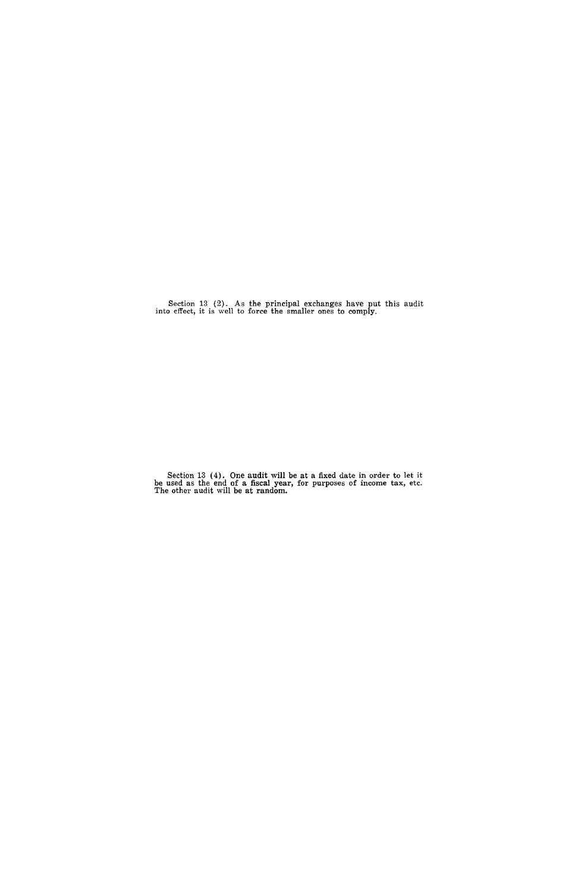Section 13 (2). As the principal exchanges have put this audit into effect, it is well to force the smaller ones to comply.

Section 13 (4). One audit will be at a fixed date in order to let it be used as the end of a fiscal year, for purposes of income tax, etc. The other audit will be at random.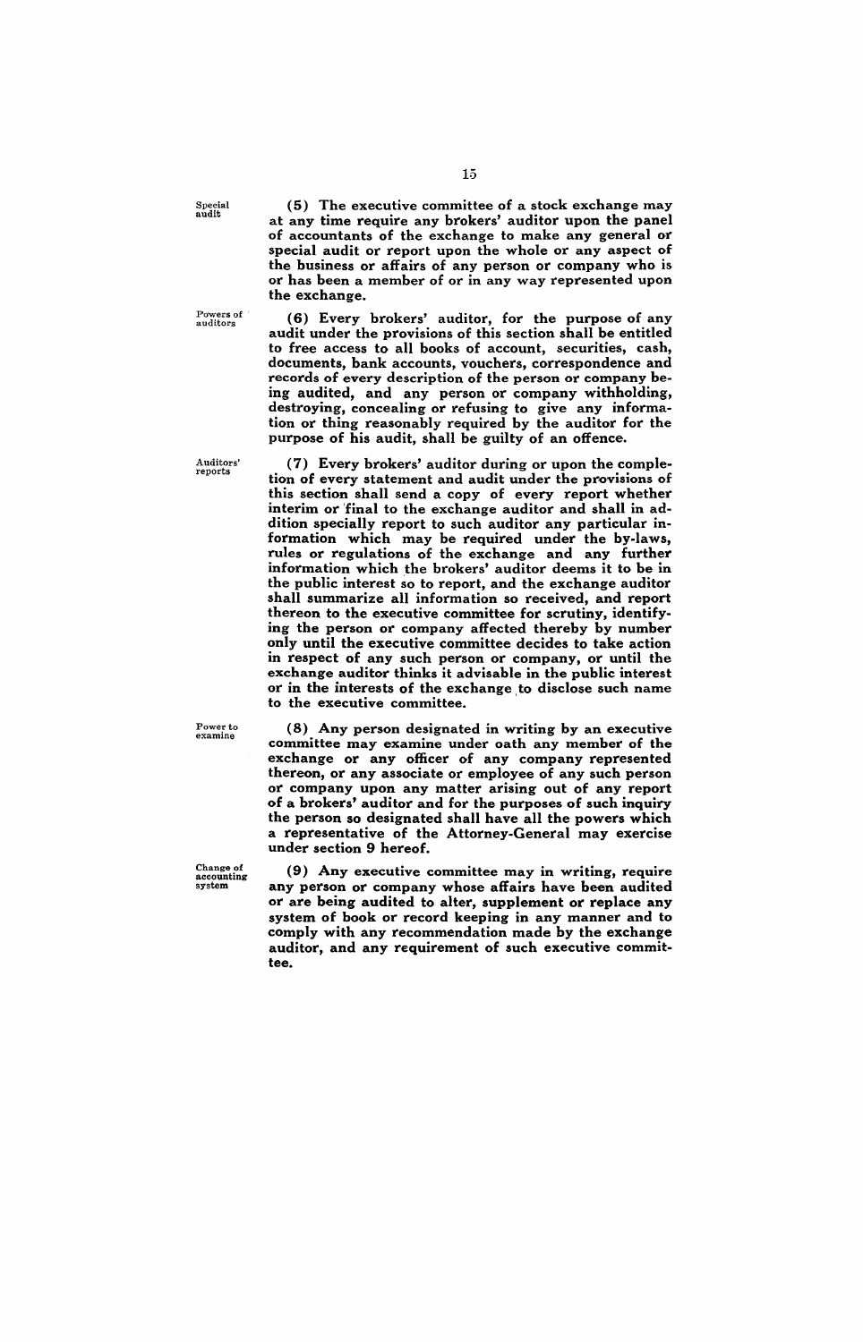**Special audit**

**(5)** The executive committee of a stock exchange may at any time require any brokers' auditor upon the panel of accountants of the exchange to make any general or special audit or report upon the whole or any aspect of the business or affairs of any person or company who is or has been a member of or in any way represented upon the exchange.

**Powers of auditors**

**(6)** Every brokers' auditor, for the purpose of any audit under the provisions of this section shall be entitled to free access to all books of account, securities, cash, documents, bank accounts, vouchers, correspondence and records of every description of the person or company being audited, and any person or company withholding, destroying, concealing or refusing to give any information or thing reasonably required by the auditor for the purpose of his audit, shall be guilty of an offence.

**Auditors' reports**

**(7)** Every brokers' auditor during or upon the completion of every statement and audit under the provisions of this section shall send a copy of every report whether interim or final to the exchange auditor and shall in addition specially report to such auditor any particular information which may be required under the by-laws, rules or regulations of the exchange and any further information which the brokers' auditor deems it to be in the public interest so to report, and the exchange auditor shall summarize all information so received, and report thereon to the executive committee for scrutiny, identifying the person or company affected thereby by number only until the executive committee decides to take action in respect of any such person or company, or until the exchange auditor thinks it advisable in the public interest or in the interests of the exchange to disclose such name to the executive committee.

**Power to examine**

**(8)** Any person designated in writing by an executive committee may examine under oath any member of the exchange or any officer of any company represented thereon, or any associate or employee of any such person or company upon any matter arising out of any report of a brokers' auditor and for the purposes of such inquiry the person so designated shall have all the powers which a representative of the Attorney-General may exercise under section 9 hereof.

**Change of accounting system**

**(9)** Any executive committee may in writing, require any person or company whose affairs have been audited or are being audited to alter, supplement or replace any system of book or record keeping in any manner and to comply with any recommendation made by the exchange auditor, and any requirement of such executive committee.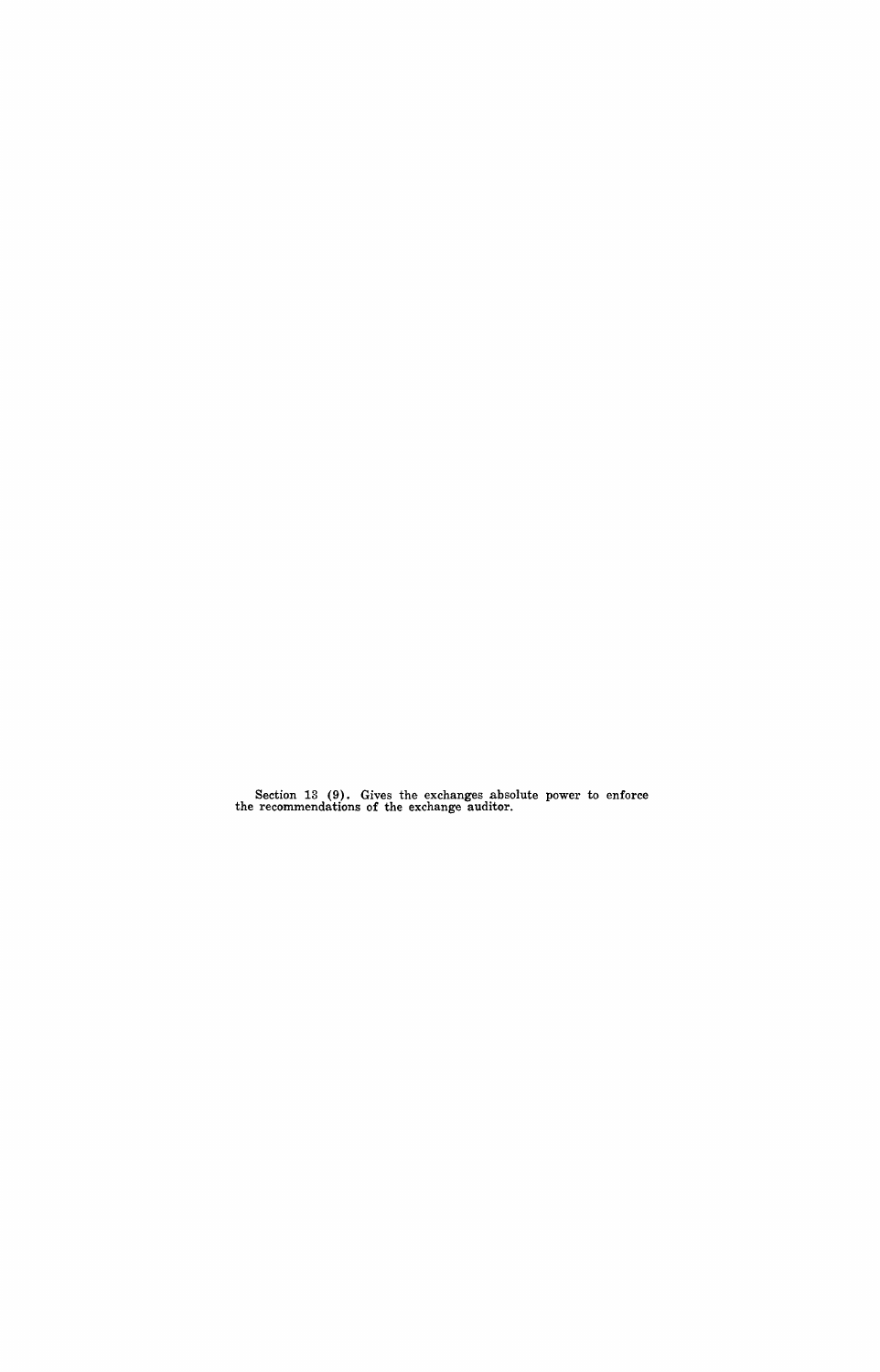Section 13 (9). Gives the exchanges absolute power to enforce the recommendations of the exchange auditor.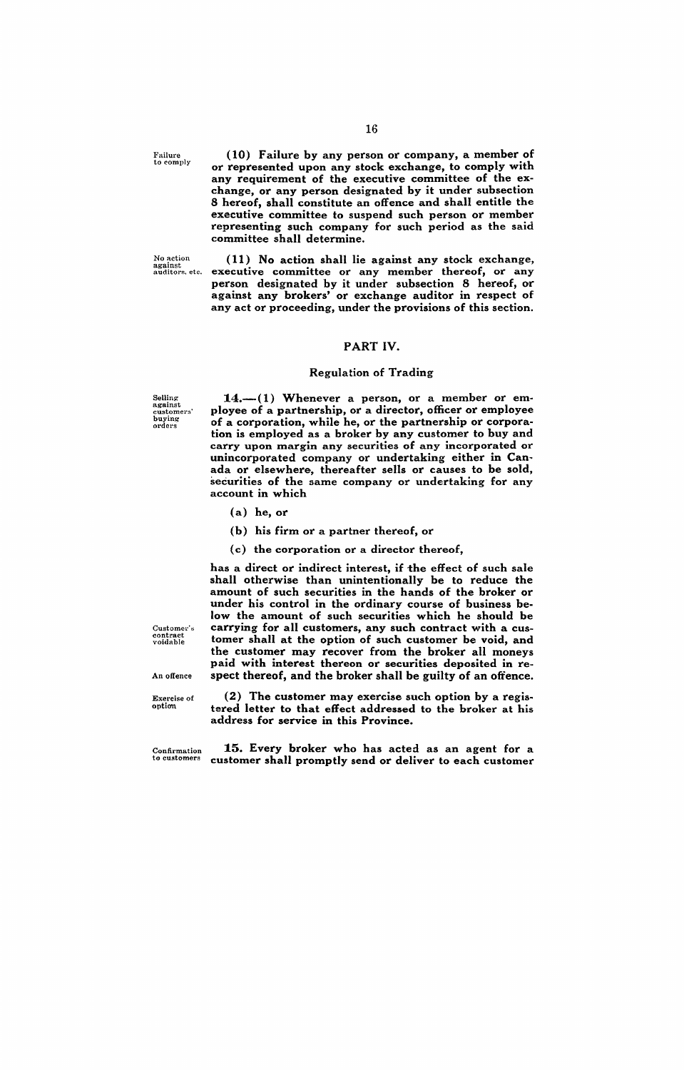Failure to comply

**(10) Failure by any person or company, a member of or represented upon any stock exchange, to comply with any requirement of the executive committee of the exchange, or any person designated by it under subsection 8 hereof, shall constitute an offence and shall entitle the executive committee to suspend such person or member representing such company for such period as the said committee shall determine.**

No action against auditors, etc.

**(11) No action shall lie against any stock exchange, executive committee or any member thereof, or any person designated by it under subsection 8 hereof, or against any brokers' or exchange auditor in respect of any act or proceeding, under the provisions of this section.**

## PART IV.

### Regulation of Trading

Selling against customers' buying orders

**14.—(1) Whenever a person, or a member or employee of a partnership, or a director, officer or employee of a corporation, while he, or the partnership or corporation is employed as a broker by any customer to buy and carry upon margin any securities of any incorporated or unincorporated company or undertaking either in Canada or elsewhere, thereafter sells or causes to be sold, securities of the same company or undertaking for any account in which**

**(a) he, or**

**(b) his firm or a partner thereof, or**

**(c) the corporation or a director thereof,**

**has a direct or indirect interest, if the effect of such sale shall otherwise than unintentionally be to reduce the amount of such securities in the hands of the broker or under his control in the ordinary course of business below the amount of such securities which he should be carrying for all customers, any such contract with a customer shall at the option of such customer be void, and the customer may recover from the broker all moneys paid with interest thereon or securities deposited in respect thereof, and the broker shall be guilty of an offence.**

Customer's contract voidable

An offence

Exercise of option

**(2) The customer may exercise such option by a registered letter to that effect addressed to the broker at his address for service in this Province.**

Confirmation to customers

**15. Every broker who has acted as an agent for a customer shall promptly send or deliver to each customer**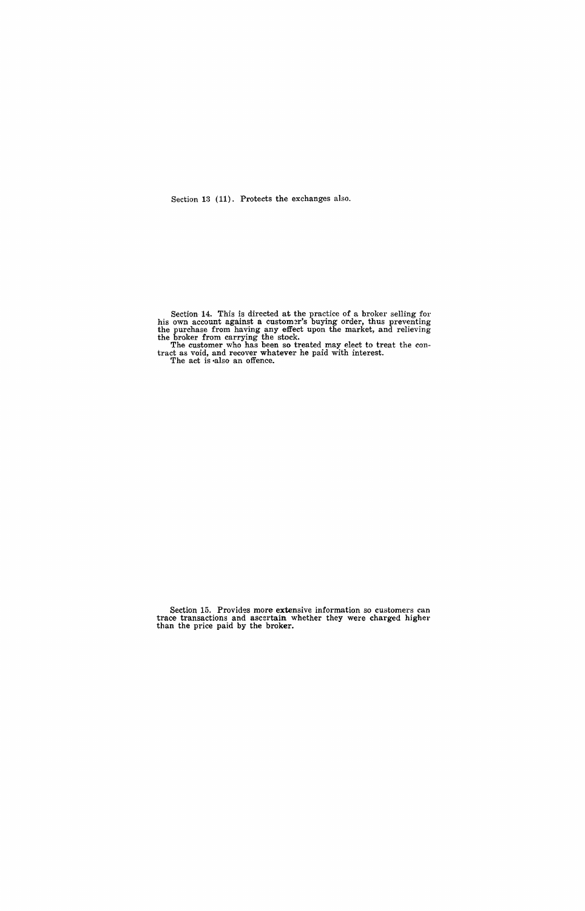Section 13 (11). Protects the exchanges also.

Section 14. This is directed at the practice of a broker selling for his own account against a customer's buying order, thus preventing the purchase from having any effect upon the market, and relieving the broker from carrying the stock.

The customer who has been so treated may elect to treat the contract as void, and recover whatever he paid with interest.

The act is also an offence.

Section 15. Provides more extensive information so customers can trace transactions and ascertain whether they were charged higher than the price paid by the broker.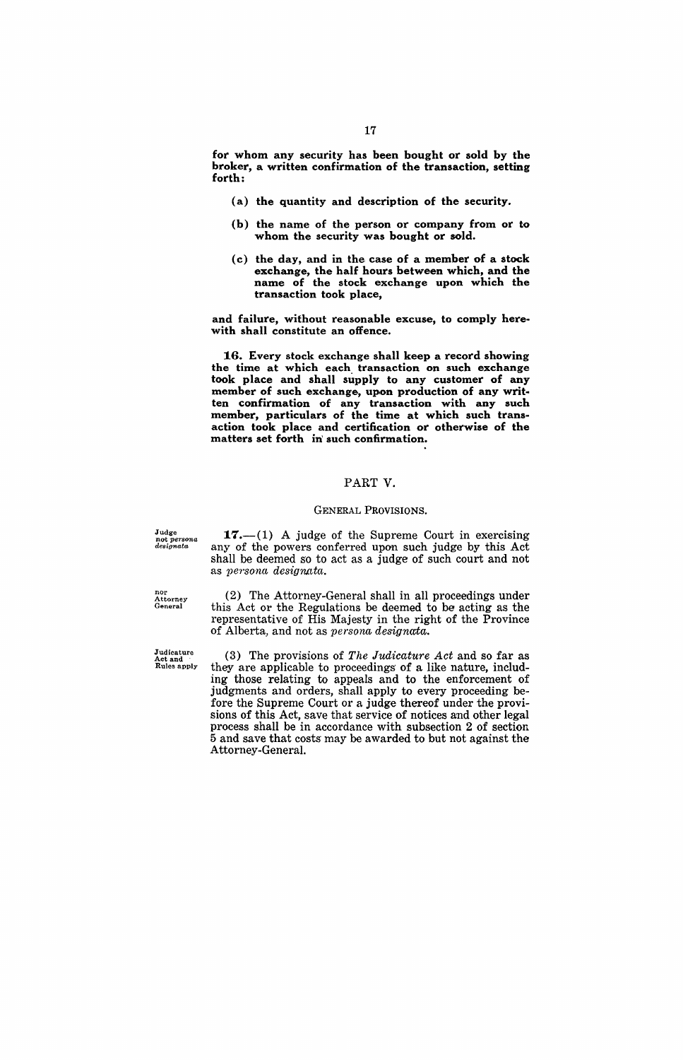**for whom any security has been bought or sold by the broker, a written confirmation of the transaction, setting forth:**

- **(a) the quantity and description of the security.**
- **(b) the name of the person or company from or to whom the security was bought or sold.**
- **(c) the day, and in the case of a member of a stock exchange, the half hours between which, and the name of the stock exchange upon which the transaction took place,**

**and failure, without reasonable excuse, to comply herewith shall constitute an offence.**

**16. Every stock exchange shall keep a record showing the time at which each transaction on such exchange took place and shall supply to any customer of any member of such exchange, upon production of any written confirmation of any transaction with any such member, particulars of the time at which such transaction took place and certification or otherwise of the matters set forth in such confirmation.**

## PART V.

### GENERAL PROVISIONS.

*Judge not persona designata*

**17.**—(1) A judge of the Supreme Court in exercising any of the powers conferred upon such judge by this Act shall be deemed so to act as a judge of such court and not as *persona designata.*

*nor Attorney General*

(2) The Attorney-General shall in all proceedings under this Act or the Regulations be deemed to be acting as the representative of His Majesty in the right of the Province of Alberta, and not as *persona designata.*

*Judicature Act and Rules apply*

(3) The provisions of *The Judicature Act* and so far as they are applicable to proceedings of a like nature, including those relating to appeals and to the enforcement of judgments and orders, shall apply to every proceeding before the Supreme Court or a judge thereof under the provisions of this Act, save that service of notices and other legal process shall be in accordance with subsection 2 of section 5 and save that costs may be awarded to but not against the Attorney-General.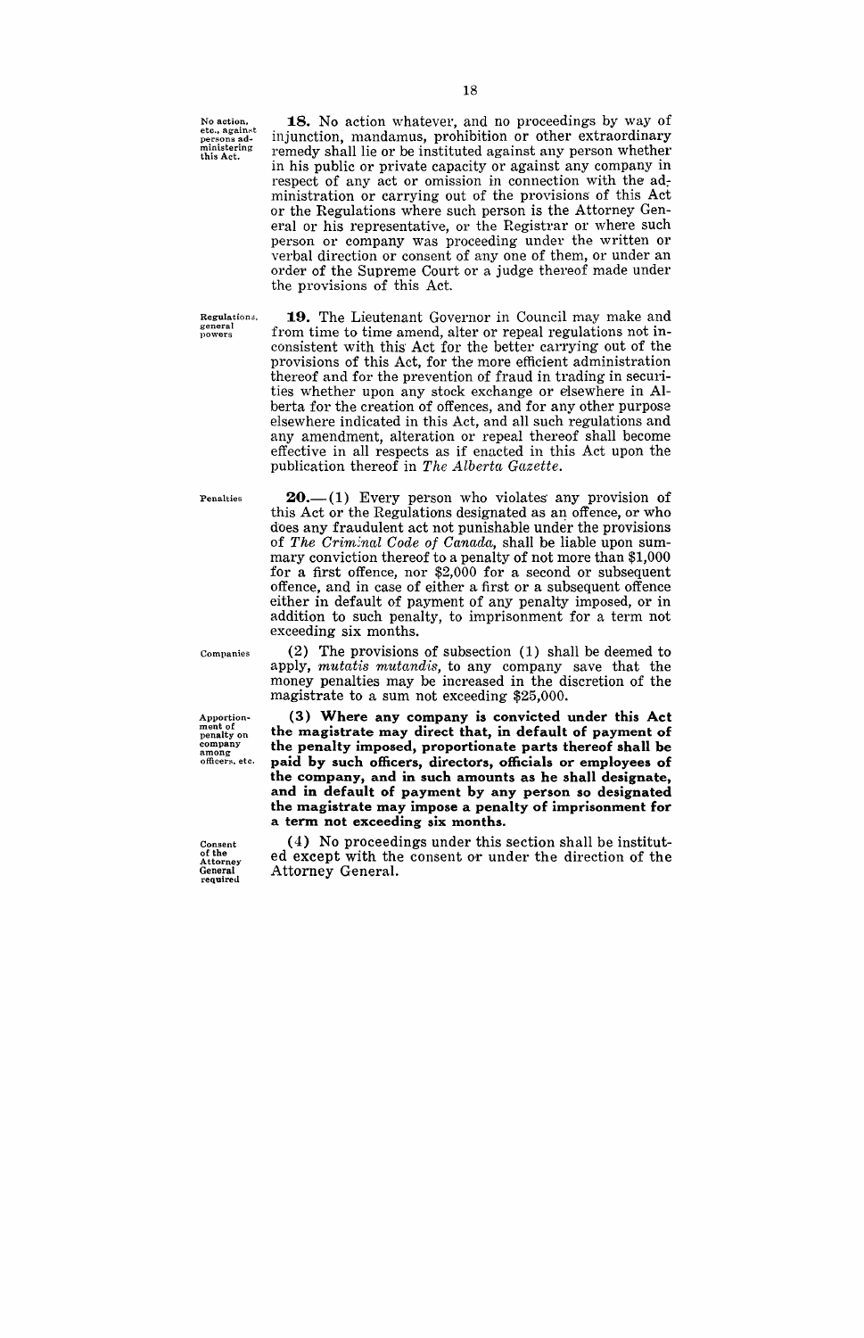No action, etc., against persons administering this Act.

**18.** No action whatever, and no proceedings by way of injunction, mandamus, prohibition or other extraordinary remedy shall lie or be instituted against any person whether in his public or private capacity or against any company in respect of any act or omission in connection with the administration or carrying out of the provisions of this Act or the Regulations where such person is the Attorney General or his representative, or the Registrar or where such person or company was proceeding under the written or verbal direction or consent of any one of them, or under an order of the Supreme Court or a judge thereof made under the provisions of this Act.

Regulations, general powers

**19.** The Lieutenant Governor in Council may make and from time to time amend, alter or repeal regulations not inconsistent with this Act for the better carrying out of the provisions of this Act, for the more efficient administration thereof and for the prevention of fraud in trading in securities whether upon any stock exchange or elsewhere in Alberta for the creation of offences, and for any other purpose elsewhere indicated in this Act, and all such regulations and any amendment, alteration or repeal thereof shall become effective in all respects as if enacted in this Act upon the publication thereof in *The Alberta Gazette*.

Penalties

**20.**—(1) Every person who violates any provision of this Act or the Regulations designated as an offence, or who does any fraudulent act not punishable under the provisions of *The Criminal Code of Canada*, shall be liable upon summary conviction thereof to a penalty of not more than $1,000 for a first offence, nor $2,000 for a second or subsequent offence, and in case of either a first or a subsequent offence either in default of payment of any penalty imposed, or in addition to such penalty, to imprisonment for a term not exceeding six months.

Companies

(2) The provisions of subsection (1) shall be deemed to apply, *mutatis mutandis*, to any company save that the money penalties may be increased in the discretion of the magistrate to a sum not exceeding $25,000.

Apportionment of penalty on company among officers, etc.

**(3) Where any company is convicted under this Act the magistrate may direct that, in default of payment of the penalty imposed, proportionate parts thereof shall be paid by such officers, directors, officials or employees of the company, and in such amounts as he shall designate, and in default of payment by any person so designated the magistrate may impose a penalty of imprisonment for a term not exceeding six months.**

Consent of the Attorney General required

(4) No proceedings under this section shall be instituted except with the consent or under the direction of the Attorney General.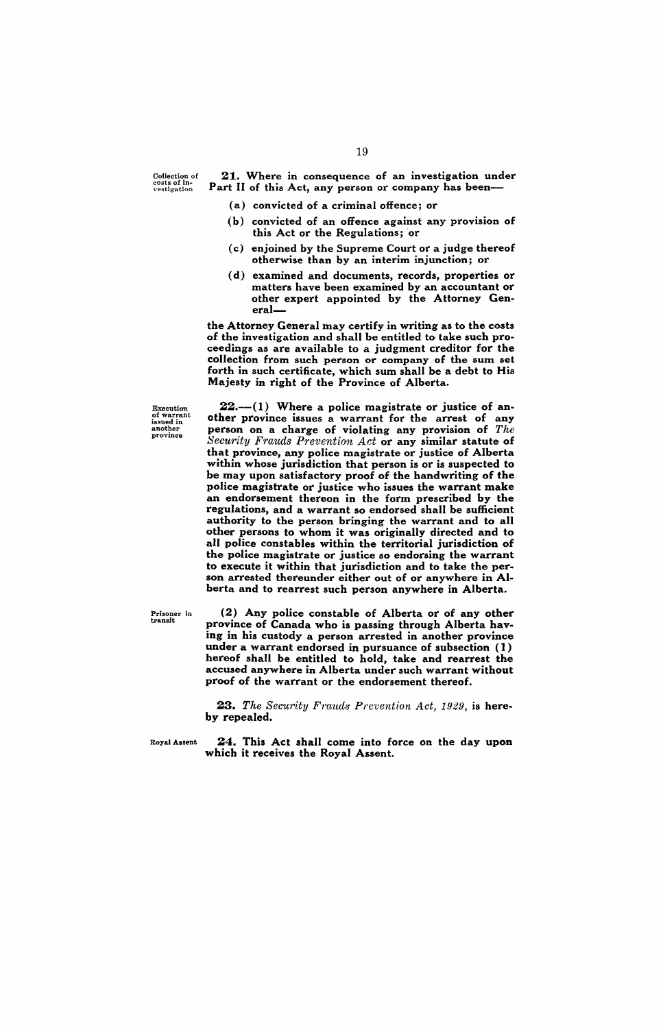Collection of costs of investigation

**21.** Where in consequence of an investigation under Part II of this Act, any person or company has been—

(a) convicted of a criminal offence; or

(b) convicted of an offence against any provision of this Act or the Regulations; or

(c) enjoined by the Supreme Court or a judge thereof otherwise than by an interim injunction; or

(d) examined and documents, records, properties or matters have been examined by an accountant or other expert appointed by the Attorney General—

the Attorney General may certify in writing as to the costs of the investigation and shall be entitled to take such proceedings as are available to a judgment creditor for the collection from such person or company of the sum set forth in such certificate, which sum shall be a debt to His Majesty in right of the Province of Alberta.

Execution of warrant issued in another province

**22.**—(1) Where a police magistrate or justice of another province issues a warrant for the arrest of any person on a charge of violating any provision of *The Security Frauds Prevention Act* or any similar statute of that province, any police magistrate or justice of Alberta within whose jurisdiction that person is or is suspected to be may upon satisfactory proof of the handwriting of the police magistrate or justice who issues the warrant make an endorsement thereon in the form prescribed by the regulations, and a warrant so endorsed shall be sufficient authority to the person bringing the warrant and to all other persons to whom it was originally directed and to all police constables within the territorial jurisdiction of the police magistrate or justice so endorsing the warrant to execute it within that jurisdiction and to take the person arrested thereunder either out of or anywhere in Alberta and to rearrest such person anywhere in Alberta.

Prisoner in transit

(2) Any police constable of Alberta or of any other province of Canada who is passing through Alberta having in his custody a person arrested in another province under a warrant endorsed in pursuance of subsection (1) hereof shall be entitled to hold, take and rearrest the accused anywhere in Alberta under such warrant without proof of the warrant or the endorsement thereof.

**23.** *The Security Frauds Prevention Act, 1929,* is hereby repealed.

Royal Assent

**24.** This Act shall come into force on the day upon which it receives the Royal Assent.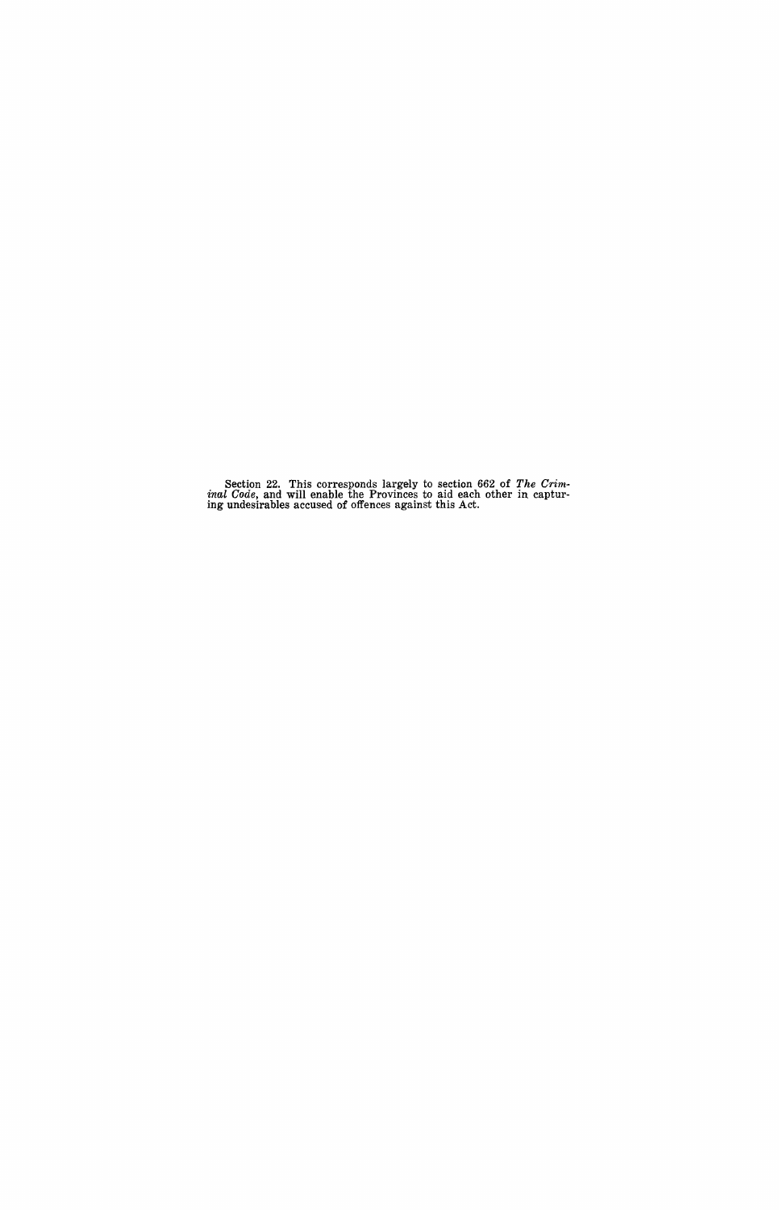Section 22. This corresponds largely to section 662 of *The Criminal Code*, and will enable the Provinces to aid each other in capturing undesirables accused of offences against this Act.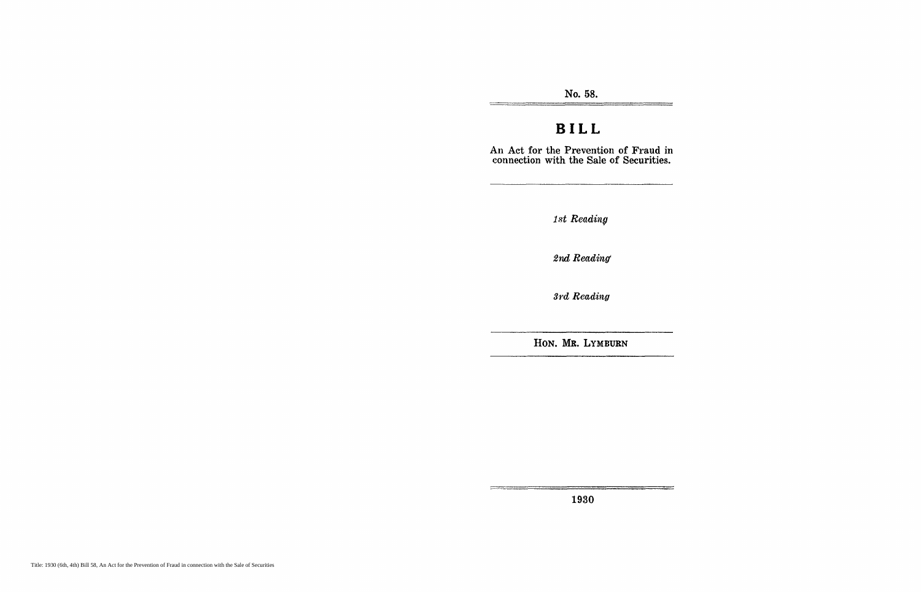No. 58.

# BILL

An Act for the Prevention of Fraud in connection with the Sale of Securities.

*1st Reading*

*2nd Reading*

*3rd Reading*

HON. MR. LYMBURN

1930

Title: 1930 (6th, 4th) Bill 58, An Act for the Prevention of Fraud in connection with the Sale of Securities